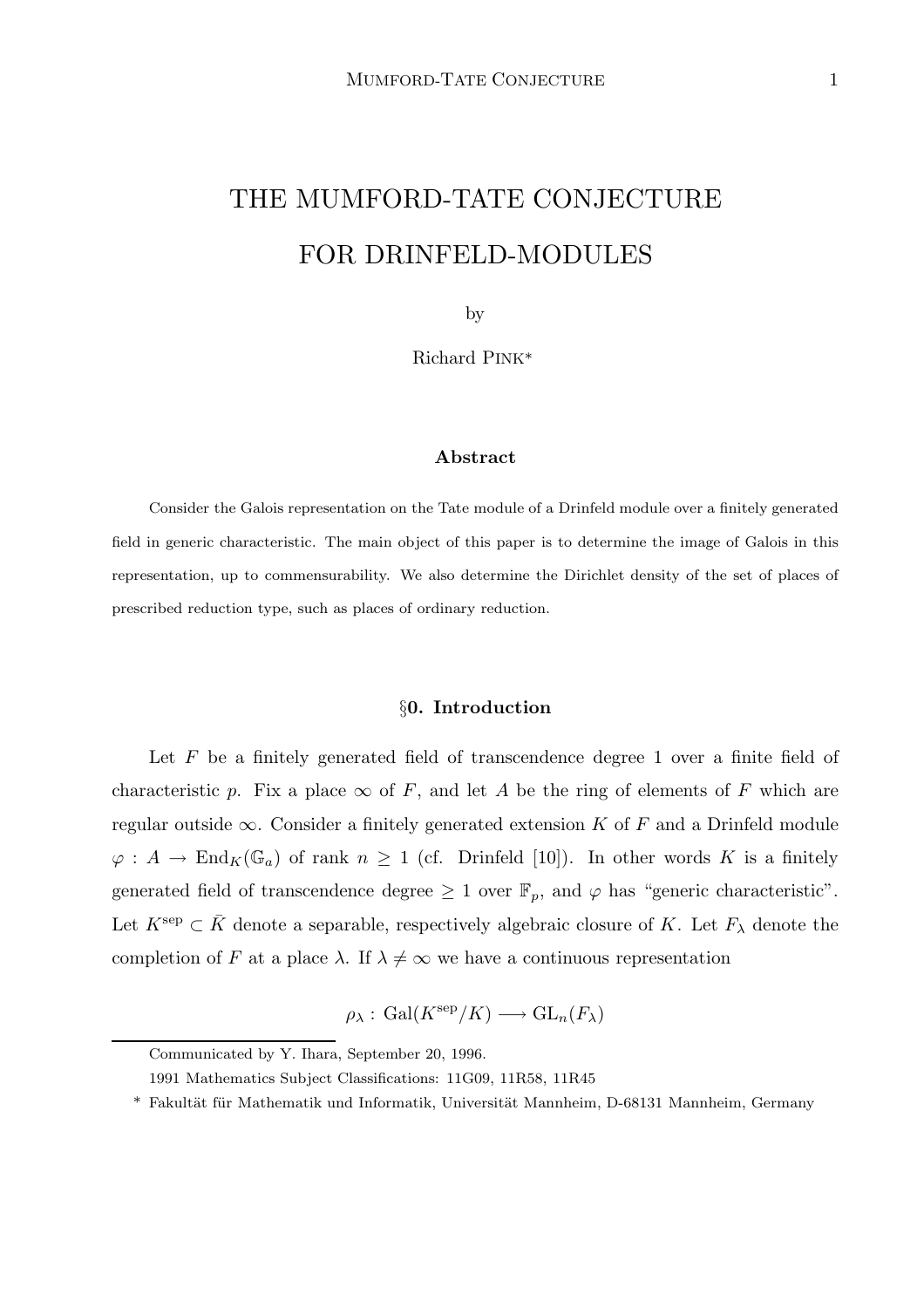# THE MUMFORD-TATE CONJECTURE FOR DRINFELD-MODULES

by

Richard Pink*

### Abstract

Consider the Galois representation on the Tate module of a Drinfeld module over a finitely generated field in generic characteristic. The main object of this paper is to determine the image of Galois in this representation, up to commensurability. We also determine the Dirichlet density of the set of places of prescribed reduction type, such as places of ordinary reduction.

## §0. Introduction

Let $F$ be a finitely generated field of transcendence degree 1 over a finite field of characteristic $p$. Fix a place $\infty$ of $F$, and let $A$ be the ring of elements of $F$ which are regular outside $\infty$. Consider a finitely generated extension $K$ of $F$ and a Drinfeld module $\varphi : A \to \mathrm{End}_K(\mathbb{G}_a)$ of rank $n \geq 1$ (cf. Drinfeld [10]). In other words $K$ is a finitely generated field of transcendence degree $\geq 1$ over $\mathbb{F}_p$, and $\varphi$ has "generic characteristic". Let $K^{\mathrm{sep}} \subset \bar{K}$ denote a separable, respectively algebraic closure of $K$. Let $F_\lambda$ denote the completion of $F$ at a place $\lambda$. If $\lambda \neq \infty$ we have a continuous representation

$$\rho_\lambda : \mathrm{Gal}(K^{\mathrm{sep}}/K) \longrightarrow \mathrm{GL}_n(F_\lambda)$$

---

Communicated by Y. Ihara, September 20, 1996.

1991 Mathematics Subject Classifications: 11G09, 11R58, 11R45

\* Fakultät für Mathematik und Informatik, Universität Mannheim, D-68131 Mannheim, Germany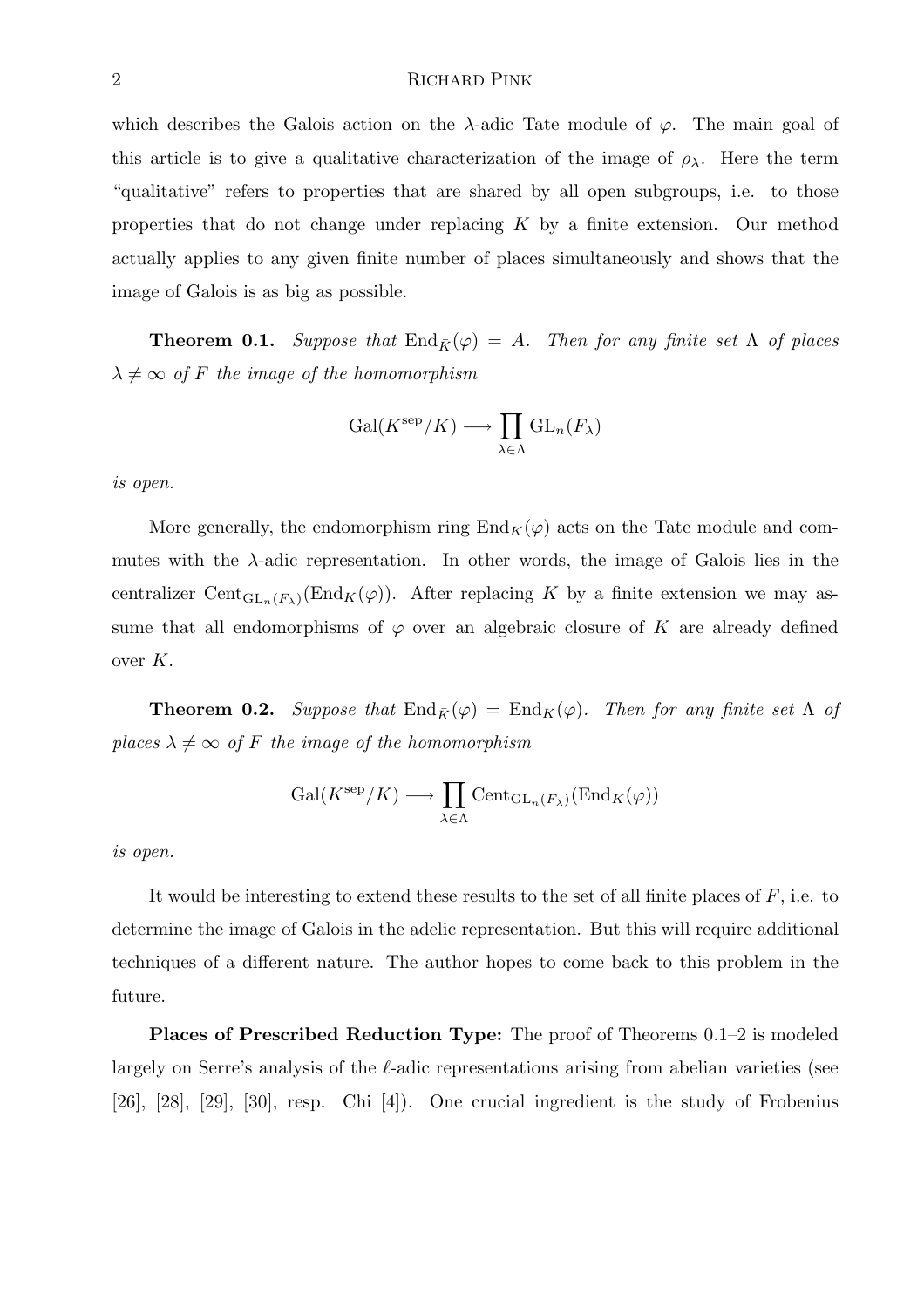which describes the Galois action on the $\lambda$-adic Tate module of $\varphi$. The main goal of this article is to give a qualitative characterization of the image of $\rho_\lambda$. Here the term "qualitative" refers to properties that are shared by all open subgroups, i.e. to those properties that do not change under replacing $K$ by a finite extension. Our method actually applies to any given finite number of places simultaneously and shows that the image of Galois is as big as possible.

**Theorem 0.1.** *Suppose that* $\mathrm{End}_{\bar{K}}(\varphi) = A$. *Then for any finite set* $\Lambda$ *of places* $\lambda \neq \infty$ *of* $F$ *the image of the homomorphism*

$$\mathrm{Gal}(K^{\mathrm{sep}}/K) \longrightarrow \prod_{\lambda \in \Lambda} \mathrm{GL}_n(F_\lambda)$$

*is open.*

More generally, the endomorphism ring $\mathrm{End}_K(\varphi)$ acts on the Tate module and commutes with the $\lambda$-adic representation. In other words, the image of Galois lies in the centralizer $\mathrm{Cent}_{\mathrm{GL}_n(F_\lambda)}(\mathrm{End}_K(\varphi))$. After replacing $K$ by a finite extension we may assume that all endomorphisms of $\varphi$ over an algebraic closure of $K$ are already defined over $K$.

**Theorem 0.2.** *Suppose that* $\mathrm{End}_{\bar{K}}(\varphi) = \mathrm{End}_K(\varphi)$. *Then for any finite set* $\Lambda$ *of places* $\lambda \neq \infty$ *of* $F$ *the image of the homomorphism*

$$\mathrm{Gal}(K^{\mathrm{sep}}/K) \longrightarrow \prod_{\lambda \in \Lambda} \mathrm{Cent}_{\mathrm{GL}_n(F_\lambda)}(\mathrm{End}_K(\varphi))$$

*is open.*

It would be interesting to extend these results to the set of all finite places of $F$, i.e. to determine the image of Galois in the adelic representation. But this will require additional techniques of a different nature. The author hopes to come back to this problem in the future.

**Places of Prescribed Reduction Type:** The proof of Theorems 0.1–2 is modeled largely on Serre's analysis of the $\ell$-adic representations arising from abelian varieties (see [26], [28], [29], [30], resp. Chi [4]). One crucial ingredient is the study of Frobenius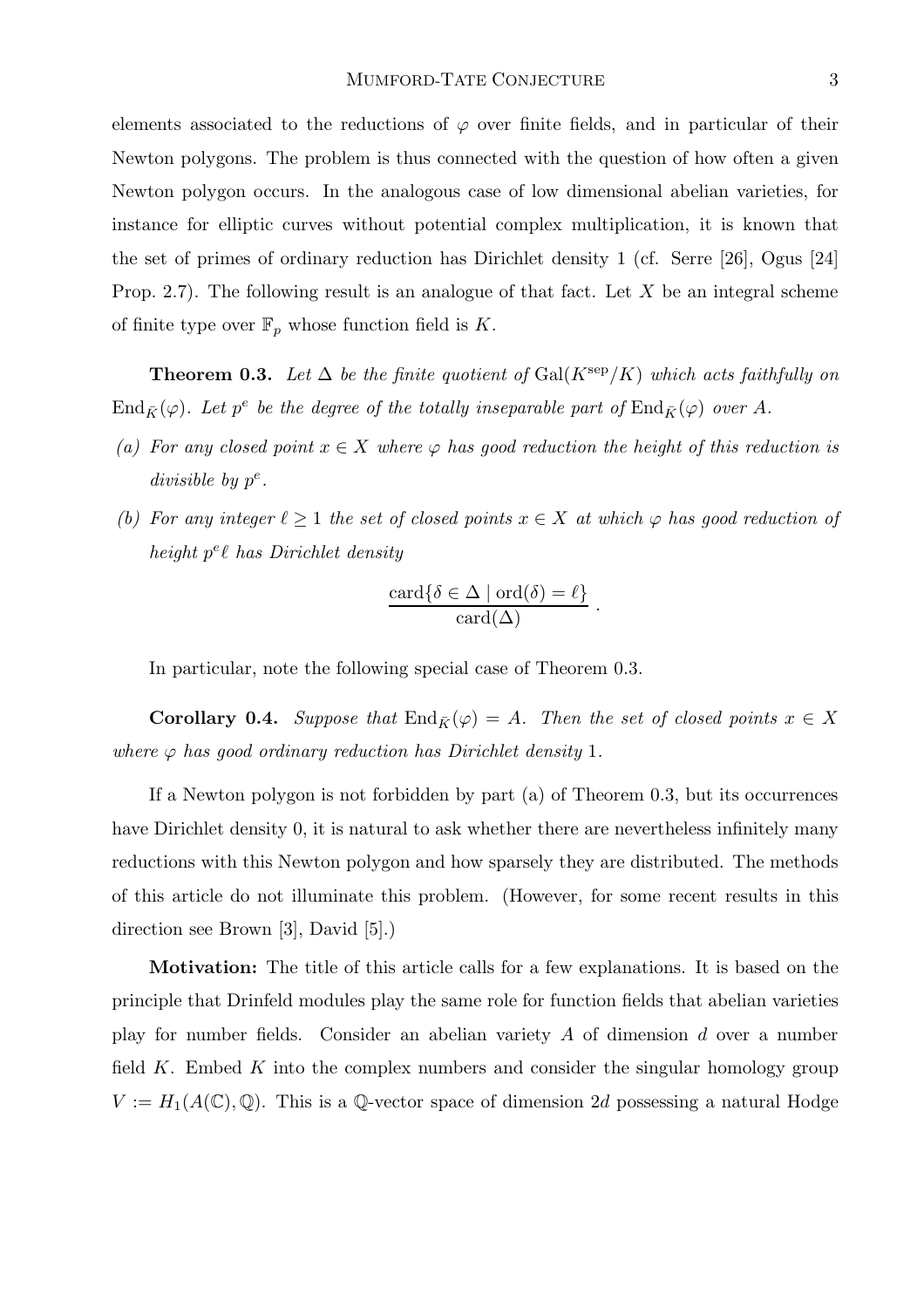elements associated to the reductions of $\varphi$ over finite fields, and in particular of their Newton polygons. The problem is thus connected with the question of how often a given Newton polygon occurs. In the analogous case of low dimensional abelian varieties, for instance for elliptic curves without potential complex multiplication, it is known that the set of primes of ordinary reduction has Dirichlet density 1 (cf. Serre [26], Ogus [24] Prop. 2.7). The following result is an analogue of that fact. Let $X$ be an integral scheme of finite type over $\mathbb{F}_p$ whose function field is $K$.

**Theorem 0.3.** *Let $\Delta$ be the finite quotient of $\mathrm{Gal}(K^{\mathrm{sep}}/K)$ which acts faithfully on $\mathrm{End}_{\bar{K}}(\varphi)$. Let $p^e$ be the degree of the totally inseparable part of $\mathrm{End}_{\bar{K}}(\varphi)$ over $A$.*

*(a) For any closed point $x \in X$ where $\varphi$ has good reduction the height of this reduction is divisible by $p^e$.*

*(b) For any integer $\ell \geq 1$ the set of closed points $x \in X$ at which $\varphi$ has good reduction of height $p^e\ell$ has Dirichlet density*

$$\frac{\mathrm{card}\{\delta \in \Delta \mid \mathrm{ord}(\delta) = \ell\}}{\mathrm{card}(\Delta)}.$$

In particular, note the following special case of Theorem 0.3.

**Corollary 0.4.** *Suppose that $\mathrm{End}_{\bar{K}}(\varphi) = A$. Then the set of closed points $x \in X$ where $\varphi$ has good ordinary reduction has Dirichlet density 1.*

If a Newton polygon is not forbidden by part (a) of Theorem 0.3, but its occurrences have Dirichlet density 0, it is natural to ask whether there are nevertheless infinitely many reductions with this Newton polygon and how sparsely they are distributed. The methods of this article do not illuminate this problem. (However, for some recent results in this direction see Brown [3], David [5].)

**Motivation:** The title of this article calls for a few explanations. It is based on the principle that Drinfeld modules play the same role for function fields that abelian varieties play for number fields. Consider an abelian variety $A$ of dimension $d$ over a number field $K$. Embed $K$ into the complex numbers and consider the singular homology group $V := H_1(A(\mathbb{C}), \mathbb{Q})$. This is a $\mathbb{Q}$-vector space of dimension $2d$ possessing a natural Hodge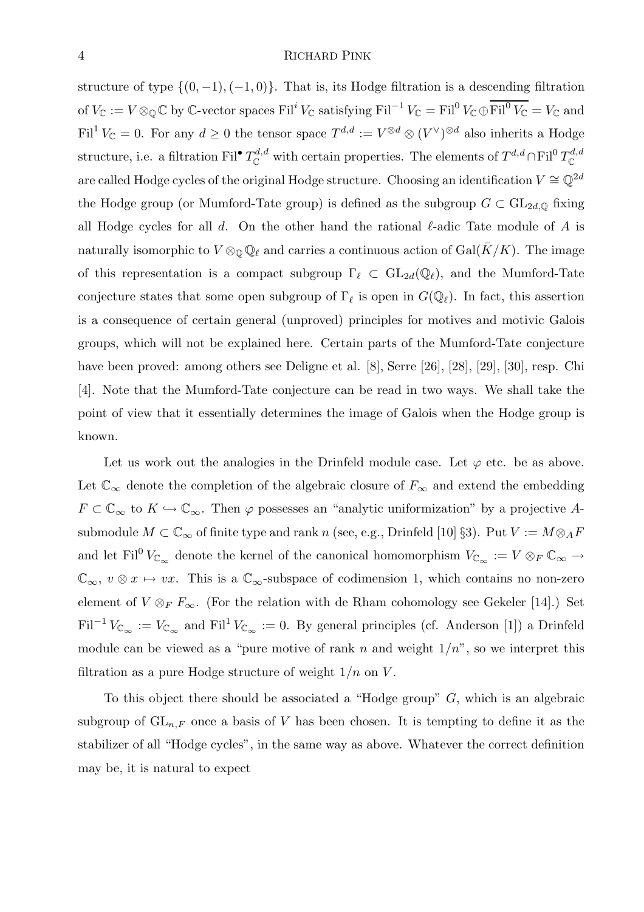structure of type $\{(0,-1),(-1,0)\}$. That is, its Hodge filtration is a descending filtration of $V_{\mathbb{C}} := V \otimes_{\mathbb{Q}} \mathbb{C}$ by $\mathbb{C}$-vector spaces $\mathrm{Fil}^i V_{\mathbb{C}}$ satisfying $\mathrm{Fil}^{-1} V_{\mathbb{C}} = \mathrm{Fil}^0 V_{\mathbb{C}} \oplus \overline{\mathrm{Fil}^0 V_{\mathbb{C}}} = V_{\mathbb{C}}$ and $\mathrm{Fil}^1 V_{\mathbb{C}} = 0$. For any $d \geq 0$ the tensor space $T^{d,d} := V^{\otimes d} \otimes (V^\vee)^{\otimes d}$ also inherits a Hodge structure, i.e. a filtration $\mathrm{Fil}^\bullet T^{d,d}_{\mathbb{C}}$ with certain properties. The elements of $T^{d,d} \cap \mathrm{Fil}^0 T^{d,d}_{\mathbb{C}}$ are called Hodge cycles of the original Hodge structure. Choosing an identification $V \cong \mathbb{Q}^{2d}$ the Hodge group (or Mumford-Tate group) is defined as the subgroup $G \subset \mathrm{GL}_{2d,\mathbb{Q}}$ fixing all Hodge cycles for all $d$. On the other hand the rational $\ell$-adic Tate module of $A$ is naturally isomorphic to $V \otimes_{\mathbb{Q}} \mathbb{Q}_\ell$ and carries a continuous action of $\mathrm{Gal}(\bar{K}/K)$. The image of this representation is a compact subgroup $\Gamma_\ell \subset \mathrm{GL}_{2d}(\mathbb{Q}_\ell)$, and the Mumford-Tate conjecture states that some open subgroup of $\Gamma_\ell$ is open in $G(\mathbb{Q}_\ell)$. In fact, this assertion is a consequence of certain general (unproved) principles for motives and motivic Galois groups, which will not be explained here. Certain parts of the Mumford-Tate conjecture have been proved: among others see Deligne et al. [8], Serre [26], [28], [29], [30], resp. Chi [4]. Note that the Mumford-Tate conjecture can be read in two ways. We shall take the point of view that it essentially determines the image of Galois when the Hodge group is known.

Let us work out the analogies in the Drinfeld module case. Let $\varphi$ etc. be as above. Let $\mathbb{C}_\infty$ denote the completion of the algebraic closure of $F_\infty$ and extend the embedding $F \subset \mathbb{C}_\infty$ to $K \hookrightarrow \mathbb{C}_\infty$. Then $\varphi$ possesses an "analytic uniformization" by a projective $A$-submodule $M \subset \mathbb{C}_\infty$ of finite type and rank $n$ (see, e.g., Drinfeld [10] §3). Put $V := M \otimes_A F$ and let $\mathrm{Fil}^0 V_{\mathbb{C}_\infty}$ denote the kernel of the canonical homomorphism $V_{\mathbb{C}_\infty} := V \otimes_F \mathbb{C}_\infty \to \mathbb{C}_\infty$, $v \otimes x \mapsto vx$. This is a $\mathbb{C}_\infty$-subspace of codimension 1, which contains no non-zero element of $V \otimes_F F_\infty$. (For the relation with de Rham cohomology see Gekeler [14].) Set $\mathrm{Fil}^{-1} V_{\mathbb{C}_\infty} := V_{\mathbb{C}_\infty}$ and $\mathrm{Fil}^1 V_{\mathbb{C}_\infty} := 0$. By general principles (cf. Anderson [1]) a Drinfeld module can be viewed as a "pure motive of rank $n$ and weight $1/n$", so we interpret this filtration as a pure Hodge structure of weight $1/n$ on $V$.

To this object there should be associated a "Hodge group" $G$, which is an algebraic subgroup of $\mathrm{GL}_{n,F}$ once a basis of $V$ has been chosen. It is tempting to define it as the stabilizer of all "Hodge cycles", in the same way as above. Whatever the correct definition may be, it is natural to expect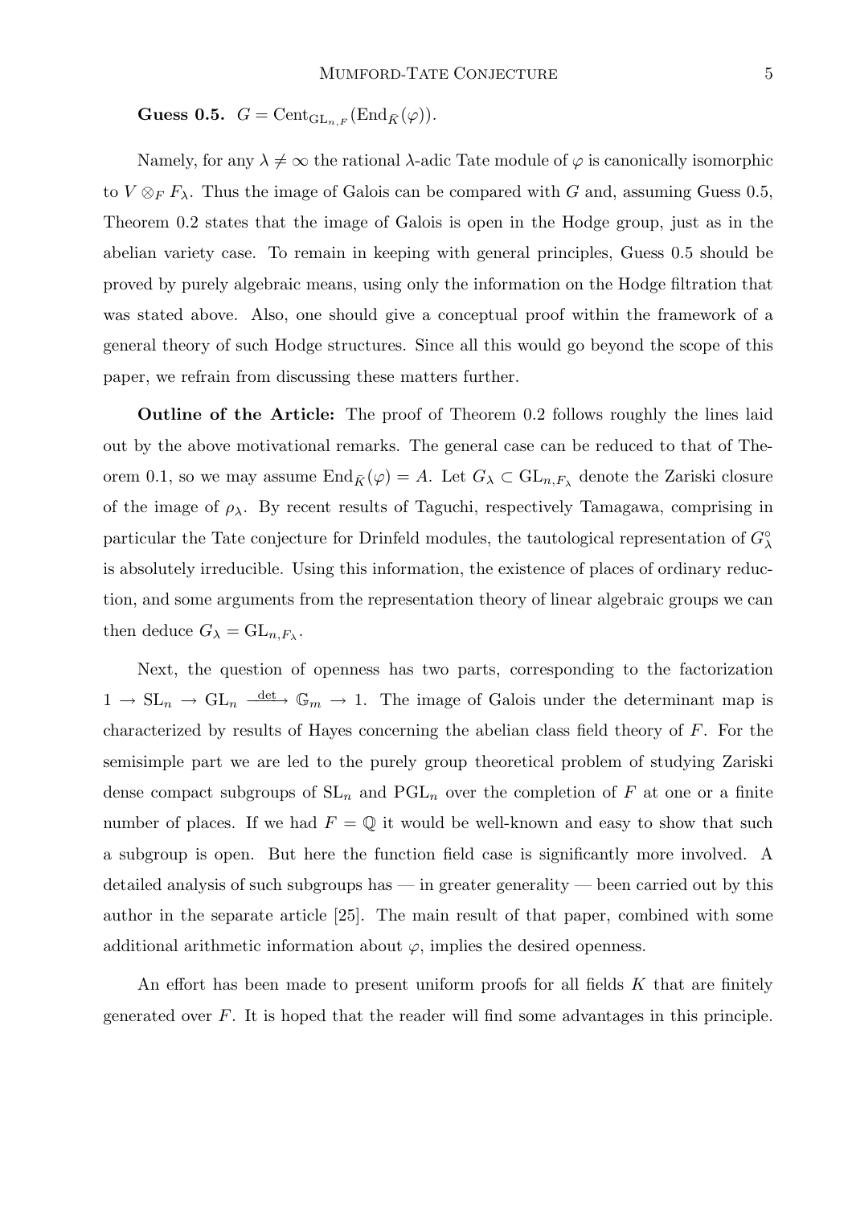**Guess 0.5.** $G = \mathrm{Cent}_{\mathrm{GL}_{n,F}}(\mathrm{End}_{\bar{K}}(\varphi))$.

Namely, for any $\lambda \neq \infty$ the rational $\lambda$-adic Tate module of $\varphi$ is canonically isomorphic to $V \otimes_F F_\lambda$. Thus the image of Galois can be compared with $G$ and, assuming Guess 0.5, Theorem 0.2 states that the image of Galois is open in the Hodge group, just as in the abelian variety case. To remain in keeping with general principles, Guess 0.5 should be proved by purely algebraic means, using only the information on the Hodge filtration that was stated above. Also, one should give a conceptual proof within the framework of a general theory of such Hodge structures. Since all this would go beyond the scope of this paper, we refrain from discussing these matters further.

**Outline of the Article:** The proof of Theorem 0.2 follows roughly the lines laid out by the above motivational remarks. The general case can be reduced to that of Theorem 0.1, so we may assume $\mathrm{End}_{\bar{K}}(\varphi) = A$. Let $G_\lambda \subset \mathrm{GL}_{n,F_\lambda}$ denote the Zariski closure of the image of $\rho_\lambda$. By recent results of Taguchi, respectively Tamagawa, comprising in particular the Tate conjecture for Drinfeld modules, the tautological representation of $G_\lambda^\circ$ is absolutely irreducible. Using this information, the existence of places of ordinary reduction, and some arguments from the representation theory of linear algebraic groups we can then deduce $G_\lambda = \mathrm{GL}_{n,F_\lambda}$.

Next, the question of openness has two parts, corresponding to the factorization $1 \to \mathrm{SL}_n \to \mathrm{GL}_n \xrightarrow{\det} \mathbb{G}_m \to 1$. The image of Galois under the determinant map is characterized by results of Hayes concerning the abelian class field theory of $F$. For the semisimple part we are led to the purely group theoretical problem of studying Zariski dense compact subgroups of $\mathrm{SL}_n$ and $\mathrm{PGL}_n$ over the completion of $F$ at one or a finite number of places. If we had $F = \mathbb{Q}$ it would be well-known and easy to show that such a subgroup is open. But here the function field case is significantly more involved. A detailed analysis of such subgroups has — in greater generality — been carried out by this author in the separate article [25]. The main result of that paper, combined with some additional arithmetic information about $\varphi$, implies the desired openness.

An effort has been made to present uniform proofs for all fields $K$ that are finitely generated over $F$. It is hoped that the reader will find some advantages in this principle.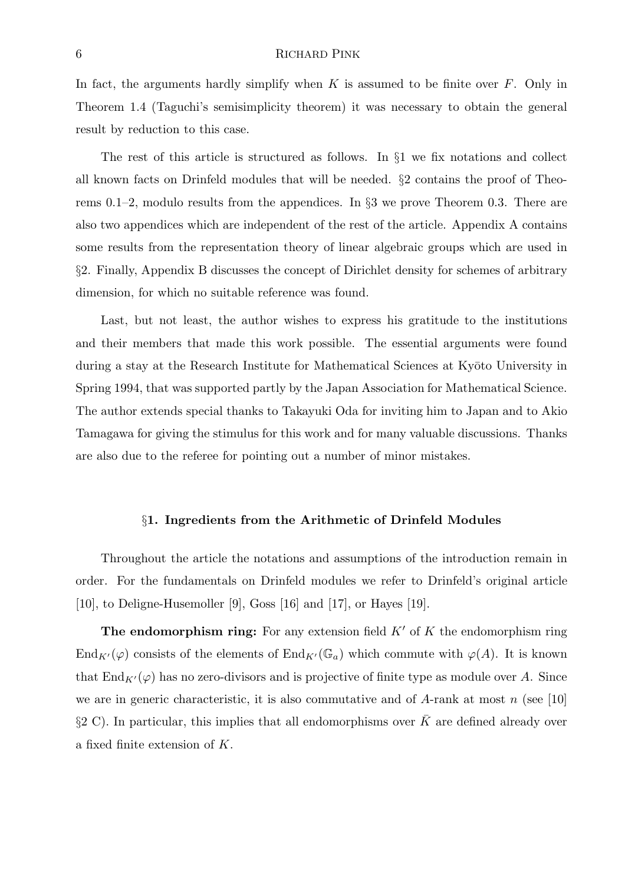In fact, the arguments hardly simplify when $K$ is assumed to be finite over $F$. Only in Theorem 1.4 (Taguchi's semisimplicity theorem) it was necessary to obtain the general result by reduction to this case.

The rest of this article is structured as follows. In §1 we fix notations and collect all known facts on Drinfeld modules that will be needed. §2 contains the proof of Theorems 0.1–2, modulo results from the appendices. In §3 we prove Theorem 0.3. There are also two appendices which are independent of the rest of the article. Appendix A contains some results from the representation theory of linear algebraic groups which are used in §2. Finally, Appendix B discusses the concept of Dirichlet density for schemes of arbitrary dimension, for which no suitable reference was found.

Last, but not least, the author wishes to express his gratitude to the institutions and their members that made this work possible. The essential arguments were found during a stay at the Research Institute for Mathematical Sciences at Kyōto University in Spring 1994, that was supported partly by the Japan Association for Mathematical Science. The author extends special thanks to Takayuki Oda for inviting him to Japan and to Akio Tamagawa for giving the stimulus for this work and for many valuable discussions. Thanks are also due to the referee for pointing out a number of minor mistakes.

## §1. Ingredients from the Arithmetic of Drinfeld Modules

Throughout the article the notations and assumptions of the introduction remain in order. For the fundamentals on Drinfeld modules we refer to Drinfeld's original article [10], to Deligne-Husemoller [9], Goss [16] and [17], or Hayes [19].

**The endomorphism ring:** For any extension field $K'$ of $K$ the endomorphism ring $\mathrm{End}_{K'}(\varphi)$ consists of the elements of $\mathrm{End}_{K'}(\mathbb{G}_a)$ which commute with $\varphi(A)$. It is known that $\mathrm{End}_{K'}(\varphi)$ has no zero-divisors and is projective of finite type as module over $A$. Since we are in generic characteristic, it is also commutative and of $A$-rank at most $n$ (see [10] §2 C). In particular, this implies that all endomorphisms over $\bar{K}$ are defined already over a fixed finite extension of $K$.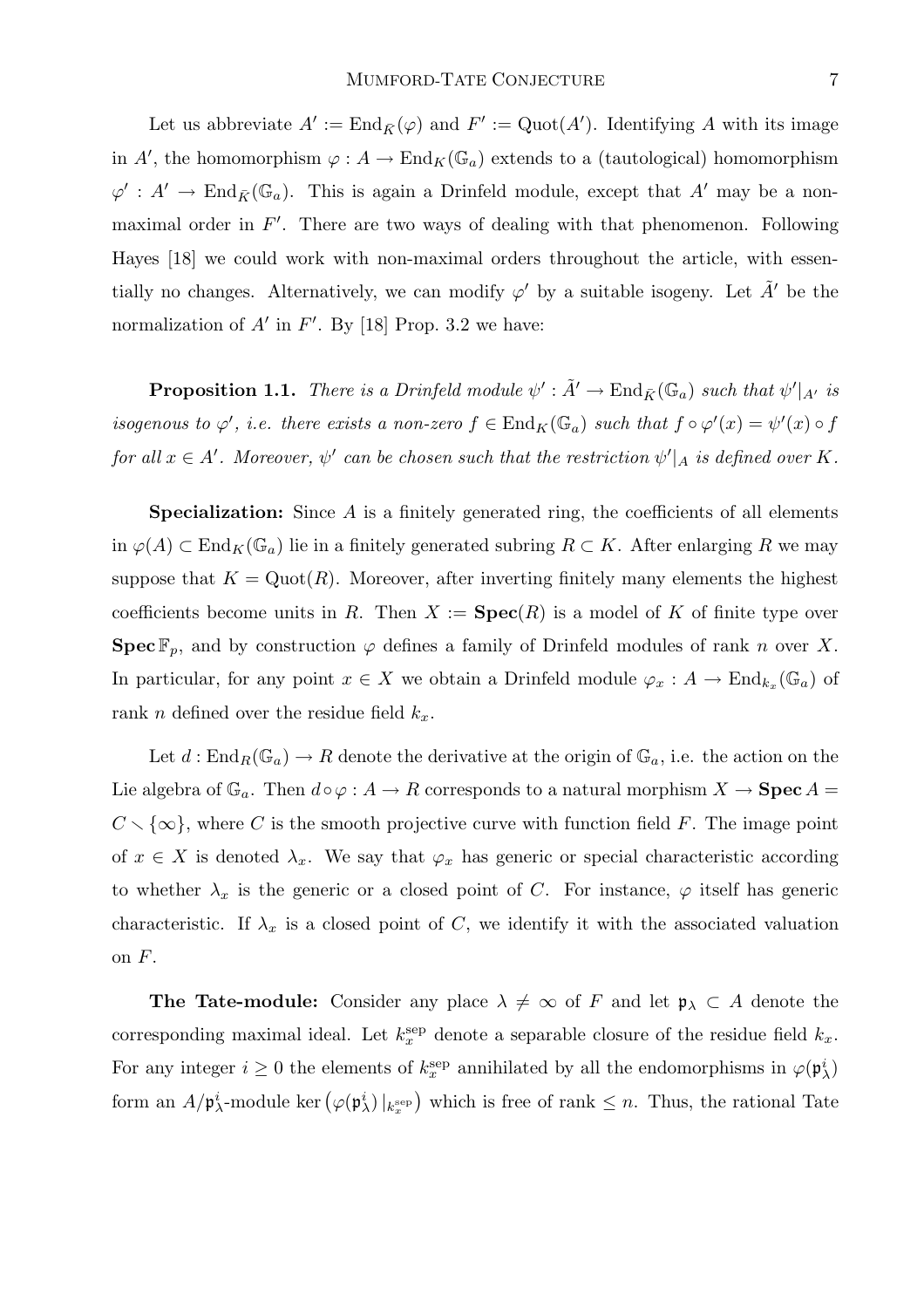Let us abbreviate $A' := \mathrm{End}_{\bar{K}}(\varphi)$ and $F' := \mathrm{Quot}(A')$. Identifying $A$ with its image in $A'$, the homomorphism $\varphi : A \to \mathrm{End}_K(\mathbb{G}_a)$ extends to a (tautological) homomorphism $\varphi' : A' \to \mathrm{End}_{\bar{K}}(\mathbb{G}_a)$. This is again a Drinfeld module, except that $A'$ may be a non-maximal order in $F'$. There are two ways of dealing with that phenomenon. Following Hayes [18] we could work with non-maximal orders throughout the article, with essentially no changes. Alternatively, we can modify $\varphi'$ by a suitable isogeny. Let $\tilde{A}'$ be the normalization of $A'$ in $F'$. By [18] Prop. 3.2 we have:

**Proposition 1.1.** *There is a Drinfeld module $\psi' : \tilde{A}' \to \mathrm{End}_{\bar{K}}(\mathbb{G}_a)$ such that $\psi'|_{A'}$ is isogenous to $\varphi'$, i.e. there exists a non-zero $f \in \mathrm{End}_K(\mathbb{G}_a)$ such that $f \circ \varphi'(x) = \psi'(x) \circ f$ for all $x \in A'$. Moreover, $\psi'$ can be chosen such that the restriction $\psi'|_A$ is defined over $K$.*

**Specialization:** Since $A$ is a finitely generated ring, the coefficients of all elements in $\varphi(A) \subset \mathrm{End}_K(\mathbb{G}_a)$ lie in a finitely generated subring $R \subset K$. After enlarging $R$ we may suppose that $K = \mathrm{Quot}(R)$. Moreover, after inverting finitely many elements the highest coefficients become units in $R$. Then $X := \mathbf{Spec}(R)$ is a model of $K$ of finite type over $\mathbf{Spec}\, \mathbb{F}_p$, and by construction $\varphi$ defines a family of Drinfeld modules of rank $n$ over $X$. In particular, for any point $x \in X$ we obtain a Drinfeld module $\varphi_x : A \to \mathrm{End}_{k_x}(\mathbb{G}_a)$ of rank $n$ defined over the residue field $k_x$.

Let $d : \mathrm{End}_R(\mathbb{G}_a) \to R$ denote the derivative at the origin of $\mathbb{G}_a$, i.e. the action on the Lie algebra of $\mathbb{G}_a$. Then $d \circ \varphi : A \to R$ corresponds to a natural morphism $X \to \mathbf{Spec}\, A = C \smallsetminus \{\infty\}$, where $C$ is the smooth projective curve with function field $F$. The image point of $x \in X$ is denoted $\lambda_x$. We say that $\varphi_x$ has generic or special characteristic according to whether $\lambda_x$ is the generic or a closed point of $C$. For instance, $\varphi$ itself has generic characteristic. If $\lambda_x$ is a closed point of $C$, we identify it with the associated valuation on $F$.

**The Tate-module:** Consider any place $\lambda \neq \infty$ of $F$ and let $\mathfrak{p}_\lambda \subset A$ denote the corresponding maximal ideal. Let $k_x^{\mathrm{sep}}$ denote a separable closure of the residue field $k_x$. For any integer $i \geq 0$ the elements of $k_x^{\mathrm{sep}}$ annihilated by all the endomorphisms in $\varphi(\mathfrak{p}_\lambda^i)$ form an $A/\mathfrak{p}_\lambda^i$-module $\ker\big(\varphi(\mathfrak{p}_\lambda^i)\,|_{k_x^{\mathrm{sep}}}\big)$ which is free of rank $\leq n$. Thus, the rational Tate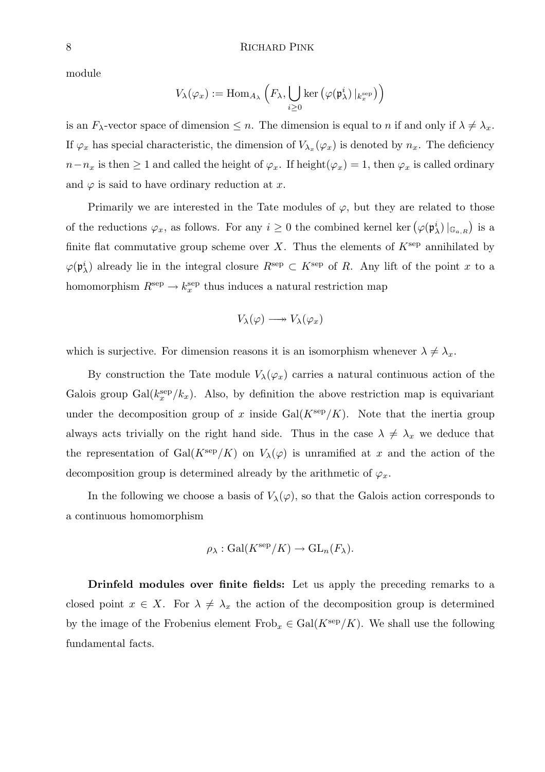module

$$V_\lambda(\varphi_x) := \operatorname{Hom}_{A_\lambda}\Big(F_\lambda, \bigcup_{i \geq 0} \ker\big(\varphi(\mathfrak{p}_\lambda^i)\,|_{k_x^{\rm sep}}\big)\Big)$$

is an $F_\lambda$-vector space of dimension $\leq n$. The dimension is equal to $n$ if and only if $\lambda \neq \lambda_x$. If $\varphi_x$ has special characteristic, the dimension of $V_{\lambda_x}(\varphi_x)$ is denoted by $n_x$. The deficiency $n - n_x$ is then $\geq 1$ and called the height of $\varphi_x$. If $\operatorname{height}(\varphi_x) = 1$, then $\varphi_x$ is called ordinary and $\varphi$ is said to have ordinary reduction at $x$.

Primarily we are interested in the Tate modules of $\varphi$, but they are related to those of the reductions $\varphi_x$, as follows. For any $i \geq 0$ the combined kernel $\ker\big(\varphi(\mathfrak{p}_\lambda^i)\,|_{\mathbb{G}_{a,R}}\big)$ is a finite flat commutative group scheme over $X$. Thus the elements of $K^{\rm sep}$ annihilated by $\varphi(\mathfrak{p}_\lambda^i)$ already lie in the integral closure $R^{\rm sep} \subset K^{\rm sep}$ of $R$. Any lift of the point $x$ to a homomorphism $R^{\rm sep} \to k_x^{\rm sep}$ thus induces a natural restriction map

$$V_\lambda(\varphi) \twoheadrightarrow V_\lambda(\varphi_x)$$

which is surjective. For dimension reasons it is an isomorphism whenever $\lambda \neq \lambda_x$.

By construction the Tate module $V_\lambda(\varphi_x)$ carries a natural continuous action of the Galois group $\operatorname{Gal}(k_x^{\rm sep}/k_x)$. Also, by definition the above restriction map is equivariant under the decomposition group of $x$ inside $\operatorname{Gal}(K^{\rm sep}/K)$. Note that the inertia group always acts trivially on the right hand side. Thus in the case $\lambda \neq \lambda_x$ we deduce that the representation of $\operatorname{Gal}(K^{\rm sep}/K)$ on $V_\lambda(\varphi)$ is unramified at $x$ and the action of the decomposition group is determined already by the arithmetic of $\varphi_x$.

In the following we choose a basis of $V_\lambda(\varphi)$, so that the Galois action corresponds to a continuous homomorphism

$$\rho_\lambda : \operatorname{Gal}(K^{\rm sep}/K) \to \operatorname{GL}_n(F_\lambda).$$

**Drinfeld modules over finite fields:** Let us apply the preceding remarks to a closed point $x \in X$. For $\lambda \neq \lambda_x$ the action of the decomposition group is determined by the image of the Frobenius element $\operatorname{Frob}_x \in \operatorname{Gal}(K^{\rm sep}/K)$. We shall use the following fundamental facts.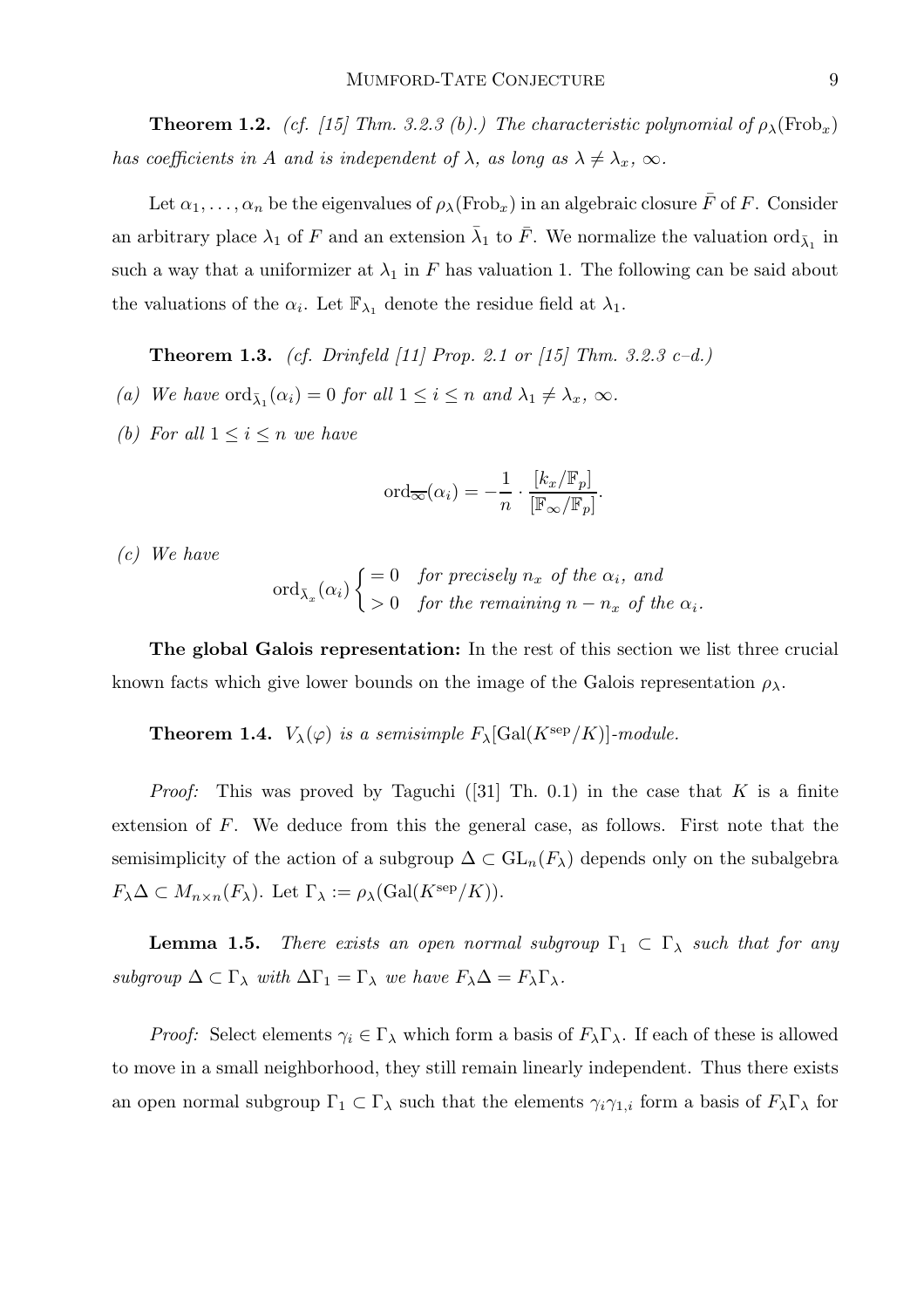**Theorem 1.2.** *(cf. [15] Thm. 3.2.3 (b).) The characteristic polynomial of $\rho_\lambda(\mathrm{Frob}_x)$ has coefficients in $A$ and is independent of $\lambda$, as long as $\lambda \neq \lambda_x, \infty$.*

Let $\alpha_1, \ldots, \alpha_n$ be the eigenvalues of $\rho_\lambda(\mathrm{Frob}_x)$ in an algebraic closure $\bar{F}$ of $F$. Consider an arbitrary place $\lambda_1$ of $F$ and an extension $\bar{\lambda}_1$ to $\bar{F}$. We normalize the valuation $\mathrm{ord}_{\bar{\lambda}_1}$ in such a way that a uniformizer at $\lambda_1$ in $F$ has valuation 1. The following can be said about the valuations of the $\alpha_i$. Let $\mathbb{F}_{\lambda_1}$ denote the residue field at $\lambda_1$.

**Theorem 1.3.** *(cf. Drinfeld [11] Prop. 2.1 or [15] Thm. 3.2.3 c–d.)*

*(a) We have $\mathrm{ord}_{\bar{\lambda}_1}(\alpha_i) = 0$ for all $1 \leq i \leq n$ and $\lambda_1 \neq \lambda_x, \infty$.*

*(b) For all $1 \leq i \leq n$ we have*

$$\mathrm{ord}_{\overline{\infty}}(\alpha_i) = -\frac{1}{n} \cdot \frac{[k_x/\mathbb{F}_p]}{[\mathbb{F}_\infty/\mathbb{F}_p]}.$$

*(c) We have*

$$\mathrm{ord}_{\bar{\lambda}_x}(\alpha_i) \begin{cases} = 0 & \text{for precisely } n_x \text{ of the } \alpha_i, \text{ and} \\ > 0 & \text{for the remaining } n - n_x \text{ of the } \alpha_i. \end{cases}$$

**The global Galois representation:** In the rest of this section we list three crucial known facts which give lower bounds on the image of the Galois representation $\rho_\lambda$.

**Theorem 1.4.** *$V_\lambda(\varphi)$ is a semisimple $F_\lambda[\mathrm{Gal}(K^{\mathrm{sep}}/K)]$-module.*

*Proof:* This was proved by Taguchi ([31] Th. 0.1) in the case that $K$ is a finite extension of $F$. We deduce from this the general case, as follows. First note that the semisimplicity of the action of a subgroup $\Delta \subset \mathrm{GL}_n(F_\lambda)$ depends only on the subalgebra $F_\lambda \Delta \subset M_{n \times n}(F_\lambda)$. Let $\Gamma_\lambda := \rho_\lambda(\mathrm{Gal}(K^{\mathrm{sep}}/K))$.

**Lemma 1.5.** *There exists an open normal subgroup $\Gamma_1 \subset \Gamma_\lambda$ such that for any subgroup $\Delta \subset \Gamma_\lambda$ with $\Delta\Gamma_1 = \Gamma_\lambda$ we have $F_\lambda\Delta = F_\lambda\Gamma_\lambda$.*

*Proof:* Select elements $\gamma_i \in \Gamma_\lambda$ which form a basis of $F_\lambda\Gamma_\lambda$. If each of these is allowed to move in a small neighborhood, they still remain linearly independent. Thus there exists an open normal subgroup $\Gamma_1 \subset \Gamma_\lambda$ such that the elements $\gamma_i\gamma_{1,i}$ form a basis of $F_\lambda\Gamma_\lambda$ for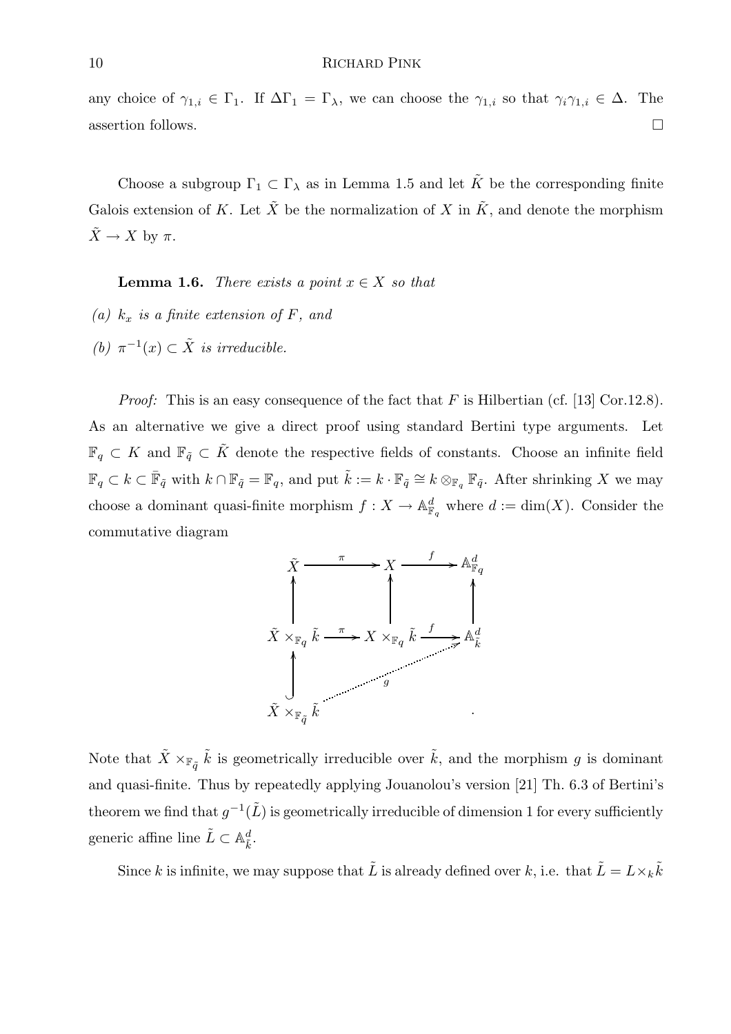any choice of $\gamma_{1,i} \in \Gamma_1$. If $\Delta\Gamma_1 = \Gamma_\lambda$, we can choose the $\gamma_{1,i}$ so that $\gamma_i\gamma_{1,i} \in \Delta$. The assertion follows. $\square$

Choose a subgroup $\Gamma_1 \subset \Gamma_\lambda$ as in Lemma 1.5 and let $\tilde{K}$ be the corresponding finite Galois extension of $K$. Let $\tilde{X}$ be the normalization of $X$ in $\tilde{K}$, and denote the morphism $\tilde{X} \to X$ by $\pi$.

**Lemma 1.6.** *There exists a point $x \in X$ so that*

*(a) $k_x$ is a finite extension of $F$, and*

*(b) $\pi^{-1}(x) \subset \tilde{X}$ is irreducible.*

*Proof:* This is an easy consequence of the fact that $F$ is Hilbertian (cf. [13] Cor.12.8). As an alternative we give a direct proof using standard Bertini type arguments. Let $\mathbb{F}_q \subset K$ and $\mathbb{F}_{\tilde{q}} \subset \tilde{K}$ denote the respective fields of constants. Choose an infinite field $\mathbb{F}_q \subset k \subset \bar{\mathbb{F}}_{\tilde{q}}$ with $k \cap \mathbb{F}_{\tilde{q}} = \mathbb{F}_q$, and put $\tilde{k} := k \cdot \mathbb{F}_{\tilde{q}} \cong k \otimes_{\mathbb{F}_q} \mathbb{F}_{\tilde{q}}$. After shrinking $X$ we may choose a dominant quasi-finite morphism $f : X \to \mathbb{A}^d_{\mathbb{F}_q}$ where $d := \dim(X)$. Consider the commutative diagram

$$
\begin{array}{ccccc}
\tilde{X} & \xrightarrow{\pi} & X & \xrightarrow{f} & \mathbb{A}^d_{\mathbb{F}_q} \\
\uparrow & & \uparrow & & \uparrow \\
\tilde{X} \times_{\mathbb{F}_q} \tilde{k} & \xrightarrow{\pi} & X \times_{\mathbb{F}_q} \tilde{k} & \xrightarrow{f} & \mathbb{A}^d_{\tilde{k}} \\
\uparrow & & & \nearrow_{g} & \\
\tilde{X} \times_{\mathbb{F}_{\tilde{q}}} \tilde{k} & & & & .
\end{array}
$$

Note that $\tilde{X} \times_{\mathbb{F}_{\tilde{q}}} \tilde{k}$ is geometrically irreducible over $\tilde{k}$, and the morphism $g$ is dominant and quasi-finite. Thus by repeatedly applying Jouanolou's version [21] Th. 6.3 of Bertini's theorem we find that $g^{-1}(\tilde{L})$ is geometrically irreducible of dimension 1 for every sufficiently generic affine line $\tilde{L} \subset \mathbb{A}^d_{\tilde{k}}$.

Since $k$ is infinite, we may suppose that $\tilde{L}$ is already defined over $k$, i.e. that $\tilde{L} = L \times_k \tilde{k}$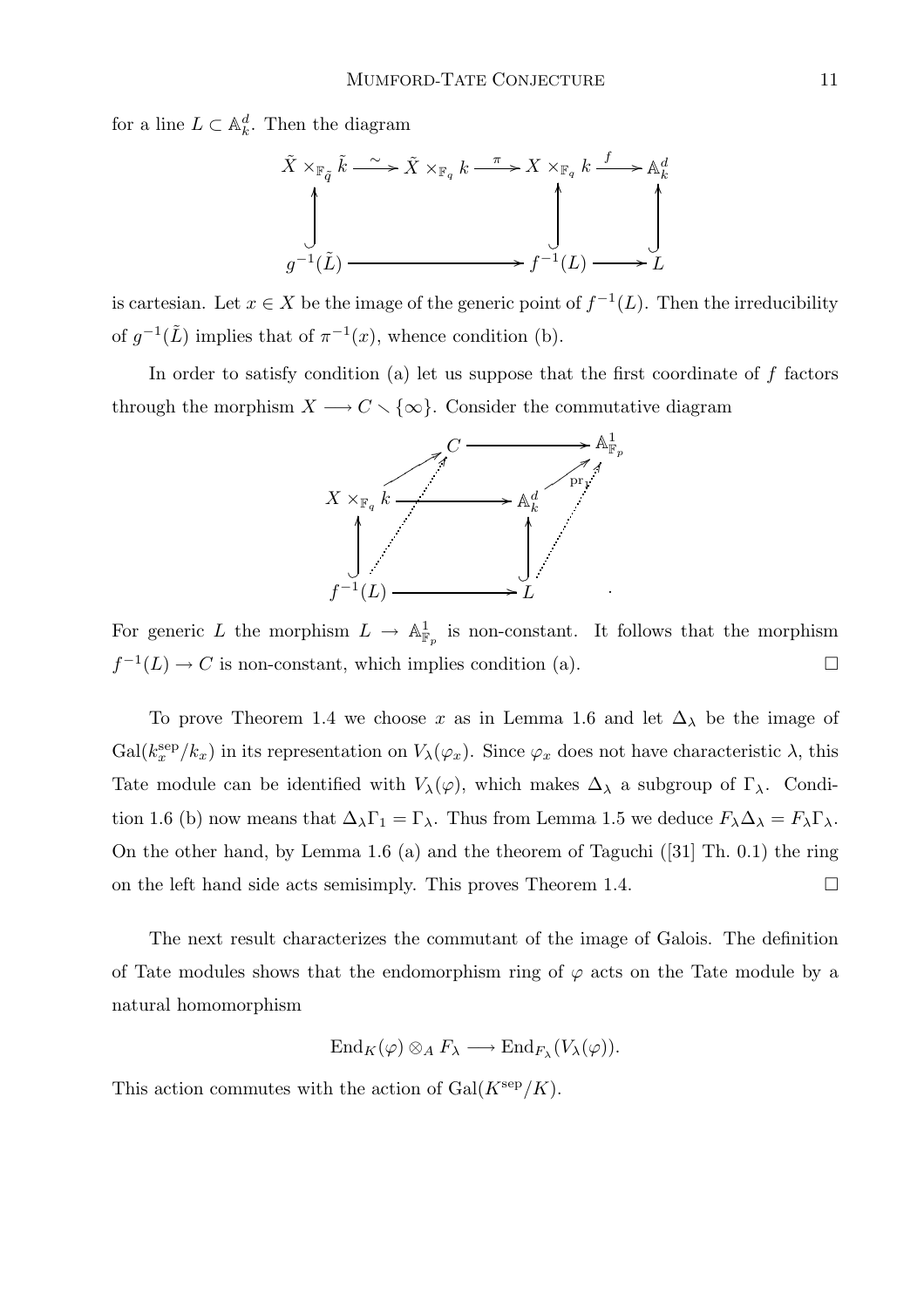for a line $L \subset \mathbb{A}^d_k$. Then the diagram

$$\begin{array}{ccccccc}
\tilde{X} \times_{\mathbb{F}_{\tilde{q}}} \tilde{k} & \xrightarrow{\sim} & \tilde{X} \times_{\mathbb{F}_q} k & \xrightarrow{\pi} & X \times_{\mathbb{F}_q} k & \xrightarrow{f} & \mathbb{A}^d_k \\
\uparrow & & & & \uparrow & & \uparrow \\
g^{-1}(\tilde{L}) & & \longrightarrow & & f^{-1}(L) & \longrightarrow & L
\end{array}$$

is cartesian. Let $x \in X$ be the image of the generic point of $f^{-1}(L)$. Then the irreducibility of $g^{-1}(\tilde{L})$ implies that of $\pi^{-1}(x)$, whence condition (b).

In order to satisfy condition (a) let us suppose that the first coordinate of $f$ factors through the morphism $X \longrightarrow C \smallsetminus \{\infty\}$. Consider the commutative diagram

$$\begin{array}{ccccc}
 & & C & \longrightarrow & \mathbb{A}^1_{\mathbb{F}_p} \\
 & \nearrow & & & \nearrow \text{pr}_1 \\
X \times_{\mathbb{F}_q} k & & \longrightarrow & \mathbb{A}^d_k & \\
\uparrow & & & \uparrow & \\
f^{-1}(L) & & \longrightarrow & L &
\end{array}$$

For generic $L$ the morphism $L \to \mathbb{A}^1_{\mathbb{F}_p}$ is non-constant. It follows that the morphism $f^{-1}(L) \to C$ is non-constant, which implies condition (a). $\square$

To prove Theorem 1.4 we choose $x$ as in Lemma 1.6 and let $\Delta_\lambda$ be the image of $\mathrm{Gal}(k_x^{\mathrm{sep}}/k_x)$ in its representation on $V_\lambda(\varphi_x)$. Since $\varphi_x$ does not have characteristic $\lambda$, this Tate module can be identified with $V_\lambda(\varphi)$, which makes $\Delta_\lambda$ a subgroup of $\Gamma_\lambda$. Condition 1.6 (b) now means that $\Delta_\lambda \Gamma_1 = \Gamma_\lambda$. Thus from Lemma 1.5 we deduce $F_\lambda \Delta_\lambda = F_\lambda \Gamma_\lambda$. On the other hand, by Lemma 1.6 (a) and the theorem of Taguchi ([31] Th. 0.1) the ring on the left hand side acts semisimply. This proves Theorem 1.4. $\square$

The next result characterizes the commutant of the image of Galois. The definition of Tate modules shows that the endomorphism ring of $\varphi$ acts on the Tate module by a natural homomorphism

$$\mathrm{End}_K(\varphi) \otimes_A F_\lambda \longrightarrow \mathrm{End}_{F_\lambda}(V_\lambda(\varphi)).$$

This action commutes with the action of $\mathrm{Gal}(K^{\mathrm{sep}}/K)$.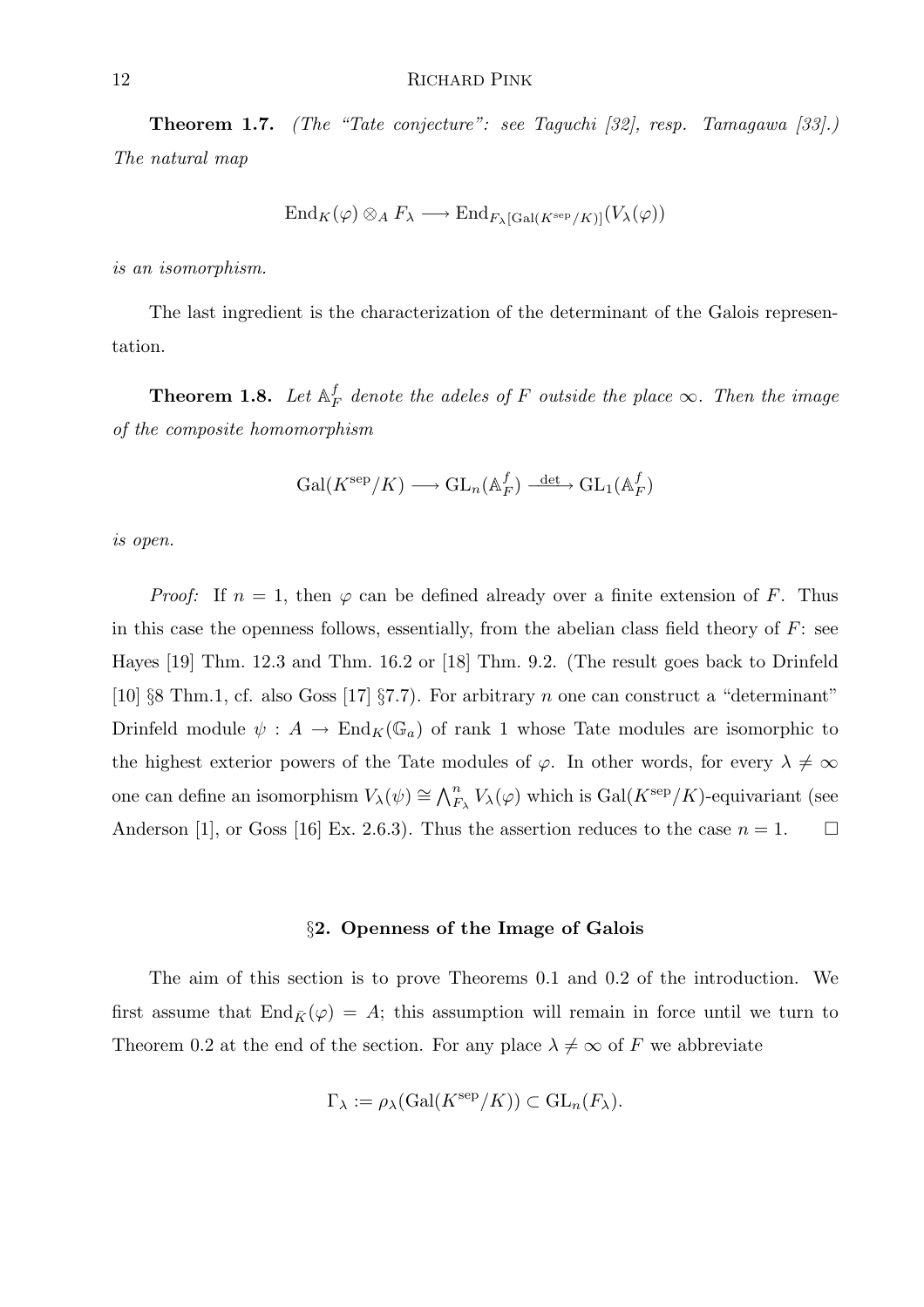**Theorem 1.7.** *(The "Tate conjecture": see Taguchi [32], resp. Tamagawa [33].) The natural map*

$$\mathrm{End}_K(\varphi) \otimes_A F_\lambda \longrightarrow \mathrm{End}_{F_\lambda[\mathrm{Gal}(K^{\mathrm{sep}}/K)]}(V_\lambda(\varphi))$$

*is an isomorphism.*

The last ingredient is the characterization of the determinant of the Galois representation.

**Theorem 1.8.** *Let $\mathbb{A}_F^f$ denote the adeles of $F$ outside the place $\infty$. Then the image of the composite homomorphism*

$$\mathrm{Gal}(K^{\mathrm{sep}}/K) \longrightarrow \mathrm{GL}_n(\mathbb{A}_F^f) \xrightarrow{\det} \mathrm{GL}_1(\mathbb{A}_F^f)$$

*is open.*

*Proof:* If $n = 1$, then $\varphi$ can be defined already over a finite extension of $F$. Thus in this case the openness follows, essentially, from the abelian class field theory of $F$: see Hayes [19] Thm. 12.3 and Thm. 16.2 or [18] Thm. 9.2. (The result goes back to Drinfeld [10] §8 Thm.1, cf. also Goss [17] §7.7). For arbitrary $n$ one can construct a "determinant" Drinfeld module $\psi : A \to \mathrm{End}_K(\mathbb{G}_a)$ of rank 1 whose Tate modules are isomorphic to the highest exterior powers of the Tate modules of $\varphi$. In other words, for every $\lambda \neq \infty$ one can define an isomorphism $V_\lambda(\psi) \cong \bigwedge_{F_\lambda}^n V_\lambda(\varphi)$ which is $\mathrm{Gal}(K^{\mathrm{sep}}/K)$-equivariant (see Anderson [1], or Goss [16] Ex. 2.6.3). Thus the assertion reduces to the case $n = 1$. $\square$

## §2. Openness of the Image of Galois

The aim of this section is to prove Theorems 0.1 and 0.2 of the introduction. We first assume that $\mathrm{End}_{\bar{K}}(\varphi) = A$; this assumption will remain in force until we turn to Theorem 0.2 at the end of the section. For any place $\lambda \neq \infty$ of $F$ we abbreviate

$$\Gamma_\lambda := \rho_\lambda(\mathrm{Gal}(K^{\mathrm{sep}}/K)) \subset \mathrm{GL}_n(F_\lambda).$$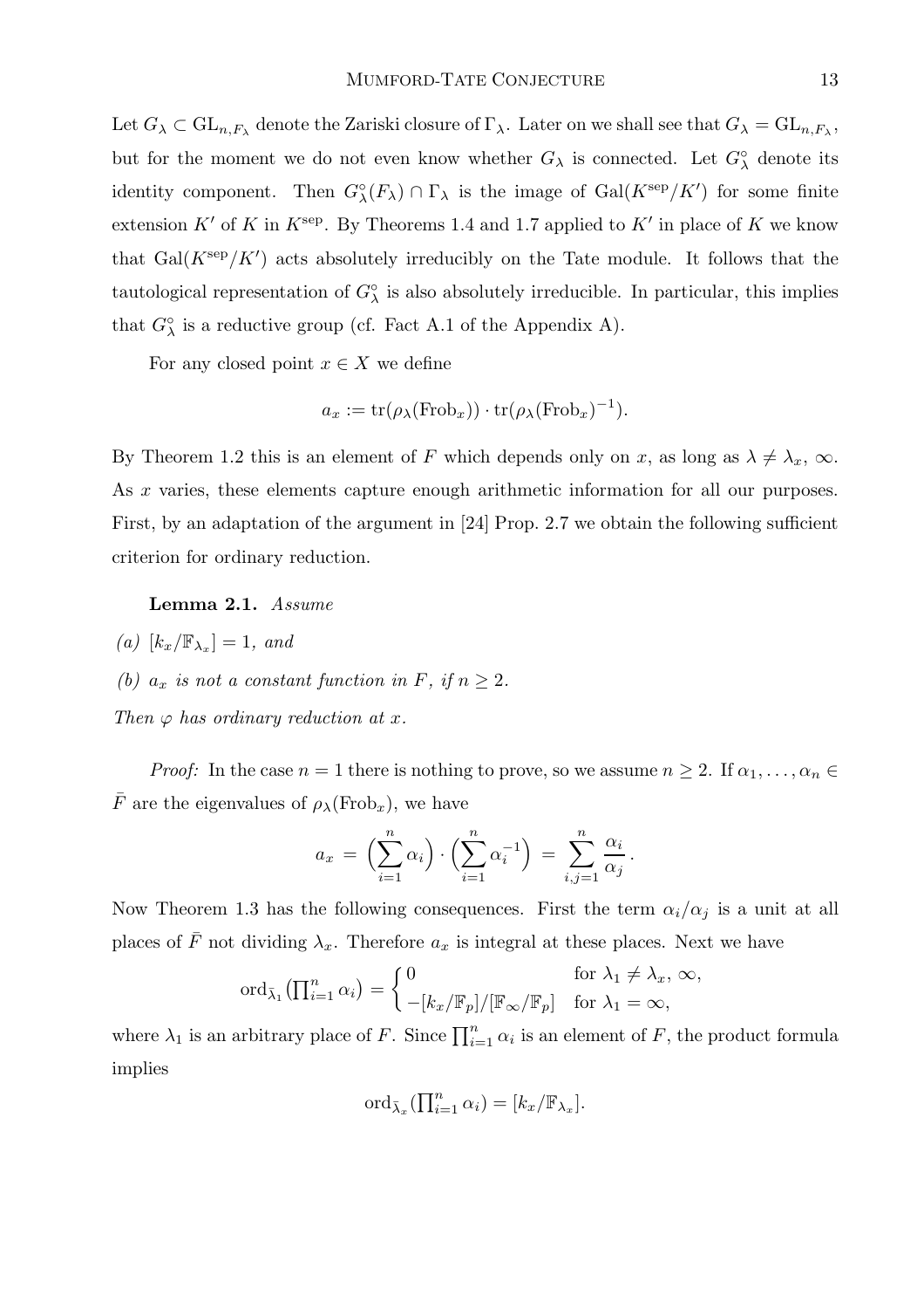Let $G_\lambda \subset \mathrm{GL}_{n,F_\lambda}$ denote the Zariski closure of $\Gamma_\lambda$. Later on we shall see that $G_\lambda = \mathrm{GL}_{n,F_\lambda}$, but for the moment we do not even know whether $G_\lambda$ is connected. Let $G_\lambda^\circ$ denote its identity component. Then $G_\lambda^\circ(F_\lambda) \cap \Gamma_\lambda$ is the image of $\mathrm{Gal}(K^{\mathrm{sep}}/K')$ for some finite extension $K'$ of $K$ in $K^{\mathrm{sep}}$. By Theorems 1.4 and 1.7 applied to $K'$ in place of $K$ we know that $\mathrm{Gal}(K^{\mathrm{sep}}/K')$ acts absolutely irreducibly on the Tate module. It follows that the tautological representation of $G_\lambda^\circ$ is also absolutely irreducible. In particular, this implies that $G_\lambda^\circ$ is a reductive group (cf. Fact A.1 of the Appendix A).

For any closed point $x \in X$ we define

$$a_x := \mathrm{tr}(\rho_\lambda(\mathrm{Frob}_x)) \cdot \mathrm{tr}(\rho_\lambda(\mathrm{Frob}_x)^{-1}).$$

By Theorem 1.2 this is an element of $F$ which depends only on $x$, as long as $\lambda \neq \lambda_x$, $\infty$. As $x$ varies, these elements capture enough arithmetic information for all our purposes. First, by an adaptation of the argument in [24] Prop. 2.7 we obtain the following sufficient criterion for ordinary reduction.

**Lemma 2.1.** *Assume*

*(a)* $[k_x/\mathbb{F}_{\lambda_x}] = 1$, *and*

*(b)* $a_x$ *is not a constant function in* $F$, *if* $n \geq 2$.

*Then* $\varphi$ *has ordinary reduction at* $x$.

*Proof:* In the case $n = 1$ there is nothing to prove, so we assume $n \geq 2$. If $\alpha_1, \ldots, \alpha_n \in \bar{F}$ are the eigenvalues of $\rho_\lambda(\mathrm{Frob}_x)$, we have

$$a_x \;=\; \Big(\sum_{i=1}^{n} \alpha_i\Big) \cdot \Big(\sum_{i=1}^{n} \alpha_i^{-1}\Big) \;=\; \sum_{i,j=1}^{n} \frac{\alpha_i}{\alpha_j}\,.$$

Now Theorem 1.3 has the following consequences. First the term $\alpha_i/\alpha_j$ is a unit at all places of $\bar{F}$ not dividing $\lambda_x$. Therefore $a_x$ is integral at these places. Next we have

$$\mathrm{ord}_{\bar{\lambda}_1}\big(\textstyle\prod_{i=1}^{n} \alpha_i\big) = \begin{cases} 0 & \text{for } \lambda_1 \neq \lambda_x,\ \infty, \\ -[k_x/\mathbb{F}_p]/[\mathbb{F}_\infty/\mathbb{F}_p] & \text{for } \lambda_1 = \infty, \end{cases}$$

where $\lambda_1$ is an arbitrary place of $F$. Since $\prod_{i=1}^{n} \alpha_i$ is an element of $F$, the product formula implies

$$\mathrm{ord}_{\bar{\lambda}_x}\big(\textstyle\prod_{i=1}^{n} \alpha_i\big) = [k_x/\mathbb{F}_{\lambda_x}].$$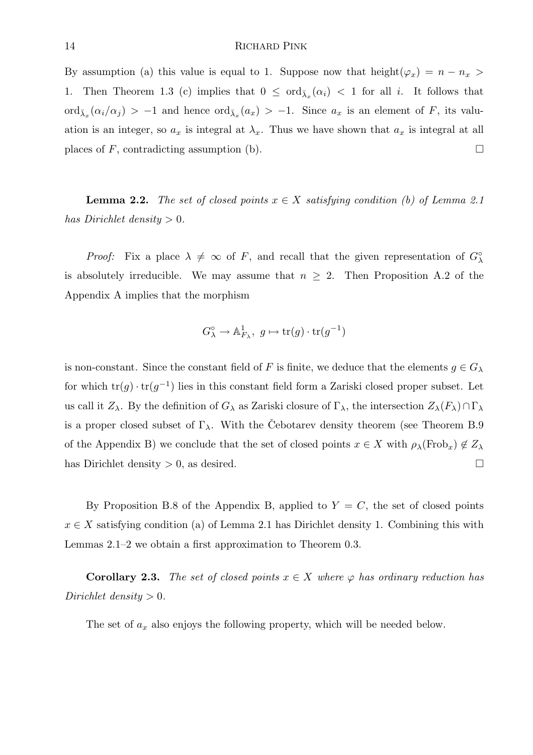By assumption (a) this value is equal to 1. Suppose now that $\mathrm{height}(\varphi_x) = n - n_x > 1$. Then Theorem 1.3 (c) implies that $0 \leq \mathrm{ord}_{\bar{\lambda}_x}(\alpha_i) < 1$ for all $i$. It follows that $\mathrm{ord}_{\bar{\lambda}_x}(\alpha_i/\alpha_j) > -1$ and hence $\mathrm{ord}_{\bar{\lambda}_x}(a_x) > -1$. Since $a_x$ is an element of $F$, its valuation is an integer, so $a_x$ is integral at $\lambda_x$. Thus we have shown that $a_x$ is integral at all places of $F$, contradicting assumption (b). □

**Lemma 2.2.** *The set of closed points $x \in X$ satisfying condition (b) of Lemma 2.1 has Dirichlet density $> 0$.*

*Proof:* Fix a place $\lambda \neq \infty$ of $F$, and recall that the given representation of $G_\lambda^\circ$ is absolutely irreducible. We may assume that $n \geq 2$. Then Proposition A.2 of the Appendix A implies that the morphism

$$G_\lambda^\circ \to \mathbb{A}^1_{F_\lambda},\ g \mapsto \mathrm{tr}(g) \cdot \mathrm{tr}(g^{-1})$$

is non-constant. Since the constant field of $F$ is finite, we deduce that the elements $g \in G_\lambda$ for which $\mathrm{tr}(g) \cdot \mathrm{tr}(g^{-1})$ lies in this constant field form a Zariski closed proper subset. Let us call it $Z_\lambda$. By the definition of $G_\lambda$ as Zariski closure of $\Gamma_\lambda$, the intersection $Z_\lambda(F_\lambda) \cap \Gamma_\lambda$ is a proper closed subset of $\Gamma_\lambda$. With the Čebotarev density theorem (see Theorem B.9 of the Appendix B) we conclude that the set of closed points $x \in X$ with $\rho_\lambda(\mathrm{Frob}_x) \notin Z_\lambda$ has Dirichlet density $> 0$, as desired. □

By Proposition B.8 of the Appendix B, applied to $Y = C$, the set of closed points $x \in X$ satisfying condition (a) of Lemma 2.1 has Dirichlet density 1. Combining this with Lemmas 2.1–2 we obtain a first approximation to Theorem 0.3.

**Corollary 2.3.** *The set of closed points $x \in X$ where $\varphi$ has ordinary reduction has Dirichlet density $> 0$.*

The set of $a_x$ also enjoys the following property, which will be needed below.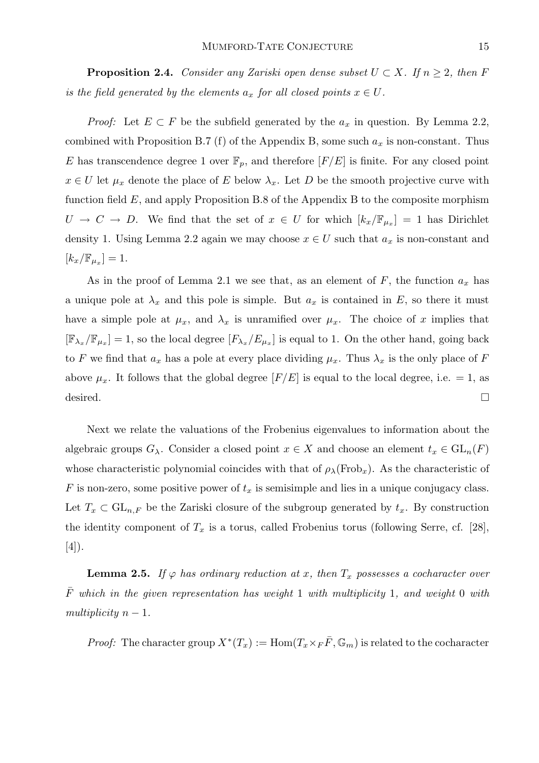**Proposition 2.4.** *Consider any Zariski open dense subset $U \subset X$. If $n \geq 2$, then $F$ is the field generated by the elements $a_x$ for all closed points $x \in U$.*

*Proof:* Let $E \subset F$ be the subfield generated by the $a_x$ in question. By Lemma 2.2, combined with Proposition B.7 (f) of the Appendix B, some such $a_x$ is non-constant. Thus $E$ has transcendence degree 1 over $\mathbb{F}_p$, and therefore $[F/E]$ is finite. For any closed point $x \in U$ let $\mu_x$ denote the place of $E$ below $\lambda_x$. Let $D$ be the smooth projective curve with function field $E$, and apply Proposition B.8 of the Appendix B to the composite morphism $U \to C \to D$. We find that the set of $x \in U$ for which $[k_x/\mathbb{F}_{\mu_x}] = 1$ has Dirichlet density 1. Using Lemma 2.2 again we may choose $x \in U$ such that $a_x$ is non-constant and $[k_x/\mathbb{F}_{\mu_x}] = 1$.

As in the proof of Lemma 2.1 we see that, as an element of $F$, the function $a_x$ has a unique pole at $\lambda_x$ and this pole is simple. But $a_x$ is contained in $E$, so there it must have a simple pole at $\mu_x$, and $\lambda_x$ is unramified over $\mu_x$. The choice of $x$ implies that $[\mathbb{F}_{\lambda_x}/\mathbb{F}_{\mu_x}] = 1$, so the local degree $[F_{\lambda_x}/E_{\mu_x}]$ is equal to 1. On the other hand, going back to $F$ we find that $a_x$ has a pole at every place dividing $\mu_x$. Thus $\lambda_x$ is the only place of $F$ above $\mu_x$. It follows that the global degree $[F/E]$ is equal to the local degree, i.e. $= 1$, as desired. □

Next we relate the valuations of the Frobenius eigenvalues to information about the algebraic groups $G_\lambda$. Consider a closed point $x \in X$ and choose an element $t_x \in \mathrm{GL}_n(F)$ whose characteristic polynomial coincides with that of $\rho_\lambda(\mathrm{Frob}_x)$. As the characteristic of $F$ is non-zero, some positive power of $t_x$ is semisimple and lies in a unique conjugacy class. Let $T_x \subset \mathrm{GL}_{n,F}$ be the Zariski closure of the subgroup generated by $t_x$. By construction the identity component of $T_x$ is a torus, called Frobenius torus (following Serre, cf. [28], [4]).

**Lemma 2.5.** *If $\varphi$ has ordinary reduction at $x$, then $T_x$ possesses a cocharacter over $\bar{F}$ which in the given representation has weight 1 with multiplicity 1, and weight 0 with multiplicity $n-1$.*

*Proof:* The character group $X^*(T_x) := \mathrm{Hom}(T_x \times_F \bar{F}, \mathbb{G}_m)$ is related to the cocharacter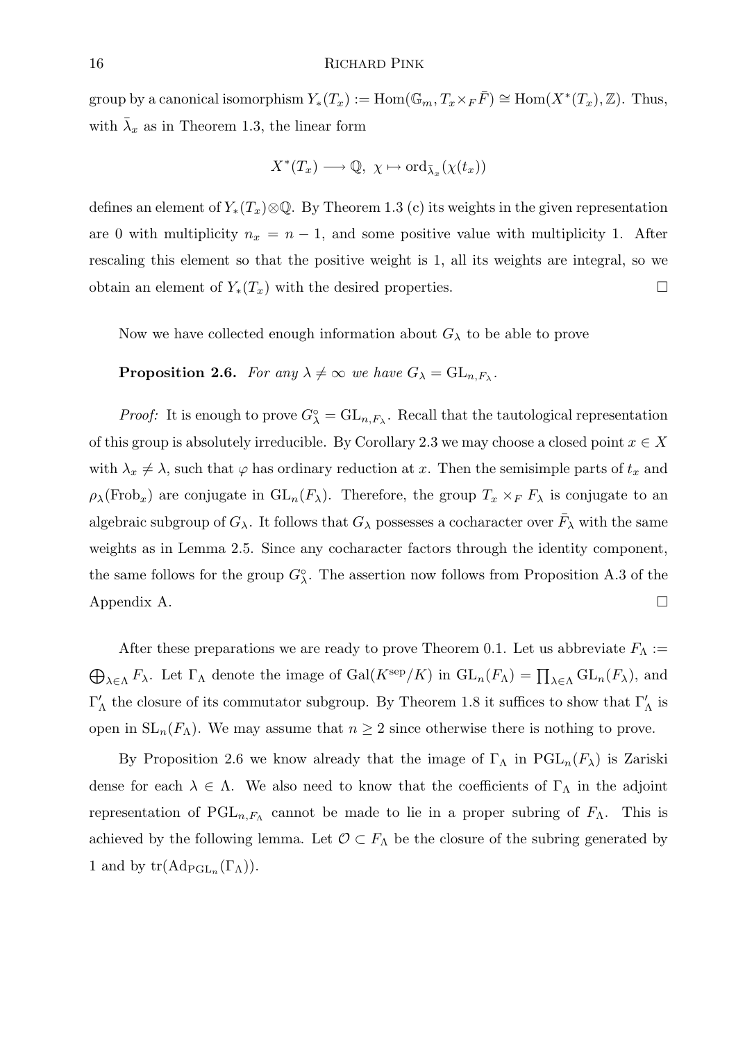group by a canonical isomorphism $Y_*(T_x) := \mathrm{Hom}(\mathbb{G}_m, T_x \times_F \bar{F}) \cong \mathrm{Hom}(X^*(T_x), \mathbb{Z})$. Thus, with $\bar{\lambda}_x$ as in Theorem 1.3, the linear form

$$X^*(T_x) \longrightarrow \mathbb{Q},\ \chi \mapsto \mathrm{ord}_{\bar{\lambda}_x}(\chi(t_x))$$

defines an element of $Y_*(T_x) \otimes \mathbb{Q}$. By Theorem 1.3 (c) its weights in the given representation are 0 with multiplicity $n_x = n - 1$, and some positive value with multiplicity 1. After rescaling this element so that the positive weight is 1, all its weights are integral, so we obtain an element of $Y_*(T_x)$ with the desired properties. $\square$

Now we have collected enough information about $G_\lambda$ to be able to prove

**Proposition 2.6.** *For any $\lambda \neq \infty$ we have $G_\lambda = \mathrm{GL}_{n,F_\lambda}$.*

*Proof:* It is enough to prove $G_\lambda^\circ = \mathrm{GL}_{n,F_\lambda}$. Recall that the tautological representation of this group is absolutely irreducible. By Corollary 2.3 we may choose a closed point $x \in X$ with $\lambda_x \neq \lambda$, such that $\varphi$ has ordinary reduction at $x$. Then the semisimple parts of $t_x$ and $\rho_\lambda(\mathrm{Frob}_x)$ are conjugate in $\mathrm{GL}_n(F_\lambda)$. Therefore, the group $T_x \times_F F_\lambda$ is conjugate to an algebraic subgroup of $G_\lambda$. It follows that $G_\lambda$ possesses a cocharacter over $\bar{F}_\lambda$ with the same weights as in Lemma 2.5. Since any cocharacter factors through the identity component, the same follows for the group $G_\lambda^\circ$. The assertion now follows from Proposition A.3 of the Appendix A. $\square$

After these preparations we are ready to prove Theorem 0.1. Let us abbreviate $F_\Lambda := \bigoplus_{\lambda \in \Lambda} F_\lambda$. Let $\Gamma_\Lambda$ denote the image of $\mathrm{Gal}(K^{\mathrm{sep}}/K)$ in $\mathrm{GL}_n(F_\Lambda) = \prod_{\lambda \in \Lambda} \mathrm{GL}_n(F_\lambda)$, and $\Gamma'_\Lambda$ the closure of its commutator subgroup. By Theorem 1.8 it suffices to show that $\Gamma'_\Lambda$ is open in $\mathrm{SL}_n(F_\Lambda)$. We may assume that $n \geq 2$ since otherwise there is nothing to prove.

By Proposition 2.6 we know already that the image of $\Gamma_\Lambda$ in $\mathrm{PGL}_n(F_\lambda)$ is Zariski dense for each $\lambda \in \Lambda$. We also need to know that the coefficients of $\Gamma_\Lambda$ in the adjoint representation of $\mathrm{PGL}_{n,F_\Lambda}$ cannot be made to lie in a proper subring of $F_\Lambda$. This is achieved by the following lemma. Let $\mathcal{O} \subset F_\Lambda$ be the closure of the subring generated by 1 and by $\mathrm{tr}(\mathrm{Ad}_{\mathrm{PGL}_n}(\Gamma_\Lambda))$.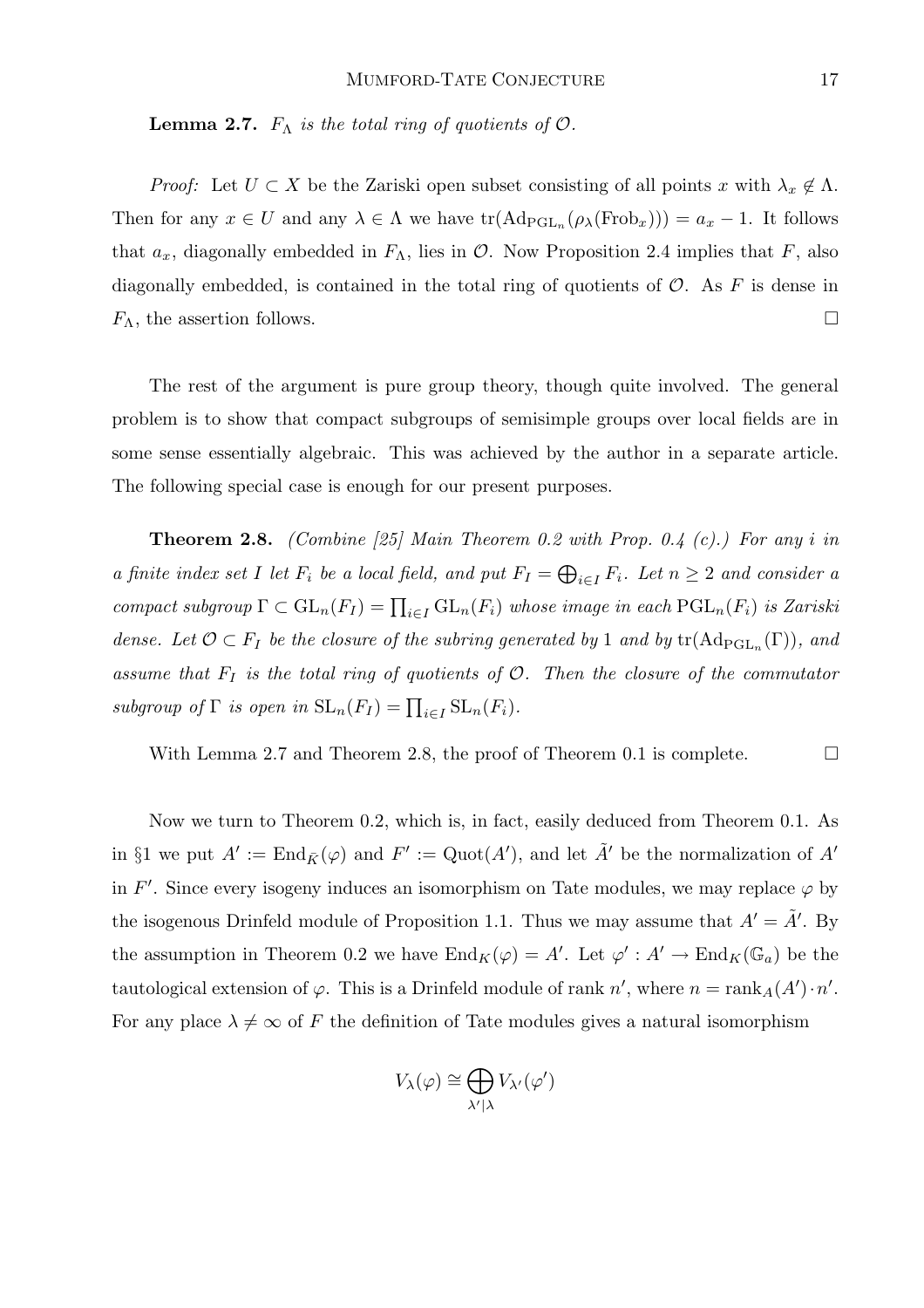**Lemma 2.7.** *$F_\Lambda$ is the total ring of quotients of $\mathcal{O}$.*

*Proof:* Let $U \subset X$ be the Zariski open subset consisting of all points $x$ with $\lambda_x \notin \Lambda$. Then for any $x \in U$ and any $\lambda \in \Lambda$ we have $\operatorname{tr}(\operatorname{Ad}_{\mathrm{PGL}_n}(\rho_\lambda(\mathrm{Frob}_x))) = a_x - 1$. It follows that $a_x$, diagonally embedded in $F_\Lambda$, lies in $\mathcal{O}$. Now Proposition 2.4 implies that $F$, also diagonally embedded, is contained in the total ring of quotients of $\mathcal{O}$. As $F$ is dense in $F_\Lambda$, the assertion follows. $\square$

The rest of the argument is pure group theory, though quite involved. The general problem is to show that compact subgroups of semisimple groups over local fields are in some sense essentially algebraic. This was achieved by the author in a separate article. The following special case is enough for our present purposes.

**Theorem 2.8.** *(Combine [25] Main Theorem 0.2 with Prop. 0.4 (c).) For any $i$ in a finite index set $I$ let $F_i$ be a local field, and put $F_I = \bigoplus_{i \in I} F_i$. Let $n \geq 2$ and consider a compact subgroup $\Gamma \subset \mathrm{GL}_n(F_I) = \prod_{i \in I} \mathrm{GL}_n(F_i)$ whose image in each $\mathrm{PGL}_n(F_i)$ is Zariski dense. Let $\mathcal{O} \subset F_I$ be the closure of the subring generated by 1 and by $\operatorname{tr}(\operatorname{Ad}_{\mathrm{PGL}_n}(\Gamma))$, and assume that $F_I$ is the total ring of quotients of $\mathcal{O}$. Then the closure of the commutator subgroup of $\Gamma$ is open in $\mathrm{SL}_n(F_I) = \prod_{i \in I} \mathrm{SL}_n(F_i)$.*

With Lemma 2.7 and Theorem 2.8, the proof of Theorem 0.1 is complete. $\square$

Now we turn to Theorem 0.2, which is, in fact, easily deduced from Theorem 0.1. As in §1 we put $A' := \operatorname{End}_{\bar{K}}(\varphi)$ and $F' := \operatorname{Quot}(A')$, and let $\tilde{A}'$ be the normalization of $A'$ in $F'$. Since every isogeny induces an isomorphism on Tate modules, we may replace $\varphi$ by the isogenous Drinfeld module of Proposition 1.1. Thus we may assume that $A' = \tilde{A}'$. By the assumption in Theorem 0.2 we have $\operatorname{End}_K(\varphi) = A'$. Let $\varphi' : A' \to \operatorname{End}_K(\mathbb{G}_a)$ be the tautological extension of $\varphi$. This is a Drinfeld module of rank $n'$, where $n = \operatorname{rank}_A(A') \cdot n'$. For any place $\lambda \neq \infty$ of $F$ the definition of Tate modules gives a natural isomorphism

$$V_\lambda(\varphi) \cong \bigoplus_{\lambda' | \lambda} V_{\lambda'}(\varphi')$$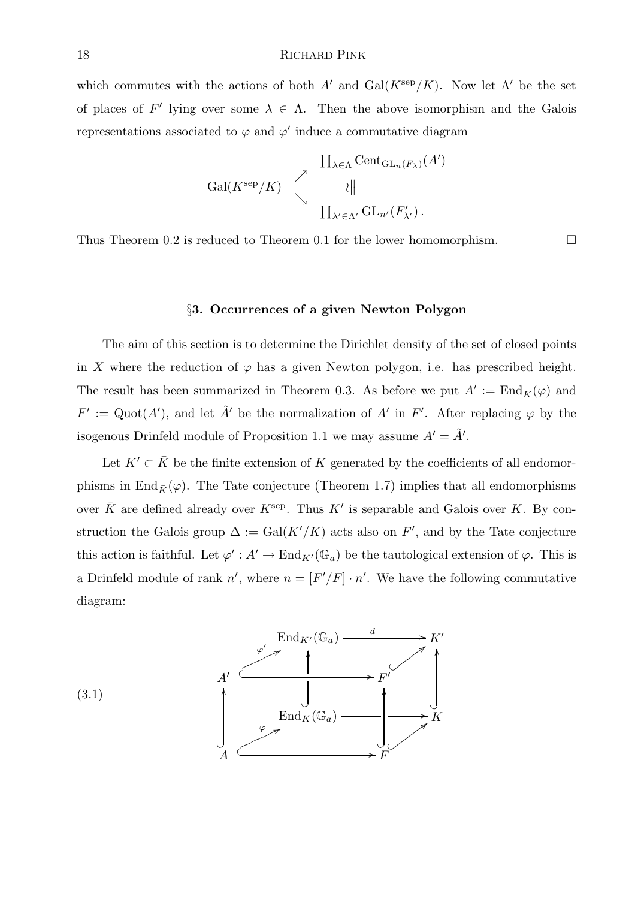which commutes with the actions of both $A'$ and $\mathrm{Gal}(K^{\mathrm{sep}}/K)$. Now let $\Lambda'$ be the set of places of $F'$ lying over some $\lambda \in \Lambda$. Then the above isomorphism and the Galois representations associated to $\varphi$ and $\varphi'$ induce a commutative diagram

$$\begin{array}{ccc} & \nearrow & \prod_{\lambda\in\Lambda} \mathrm{Cent}_{\mathrm{GL}_n(F_\lambda)}(A') \\ \mathrm{Gal}(K^{\mathrm{sep}}/K) & & \wr\| \\ & \searrow & \prod_{\lambda'\in\Lambda'} \mathrm{GL}_{n'}(F'_{\lambda'})\,. \end{array}$$

Thus Theorem 0.2 is reduced to Theorem 0.1 for the lower homomorphism. $\square$

## §3. Occurrences of a given Newton Polygon

The aim of this section is to determine the Dirichlet density of the set of closed points in $X$ where the reduction of $\varphi$ has a given Newton polygon, i.e. has prescribed height. The result has been summarized in Theorem 0.3. As before we put $A' := \mathrm{End}_{\bar{K}}(\varphi)$ and $F' := \mathrm{Quot}(A')$, and let $\tilde{A}'$ be the normalization of $A'$ in $F'$. After replacing $\varphi$ by the isogenous Drinfeld module of Proposition 1.1 we may assume $A' = \tilde{A}'$.

Let $K' \subset \bar{K}$ be the finite extension of $K$ generated by the coefficients of all endomorphisms in $\mathrm{End}_{\bar{K}}(\varphi)$. The Tate conjecture (Theorem 1.7) implies that all endomorphisms over $\bar{K}$ are defined already over $K^{\mathrm{sep}}$. Thus $K'$ is separable and Galois over $K$. By construction the Galois group $\Delta := \mathrm{Gal}(K'/K)$ acts also on $F'$, and by the Tate conjecture this action is faithful. Let $\varphi' : A' \to \mathrm{End}_{K'}(\mathbb{G}_a)$ be the tautological extension of $\varphi$. This is a Drinfeld module of rank $n'$, where $n = [F'/F] \cdot n'$. We have the following commutative diagram:

$$(3.1)\qquad \begin{array}{ccccccc} & & \mathrm{End}_{K'}(\mathbb{G}_a) & \xrightarrow{\quad d \quad} & & & K' \\ & {}^{\varphi'}\nearrow & \uparrow & & & \nearrow & \uparrow \\ A' & \hookrightarrow & & \longrightarrow & F' & & \\ \uparrow & & \mathrm{End}_K(\mathbb{G}_a) & \longrightarrow & \uparrow & \longrightarrow & K \\ & {}^{\varphi}\nearrow & & & & \nearrow & \\ A & \hookrightarrow & & \longrightarrow & F & & \end{array}$$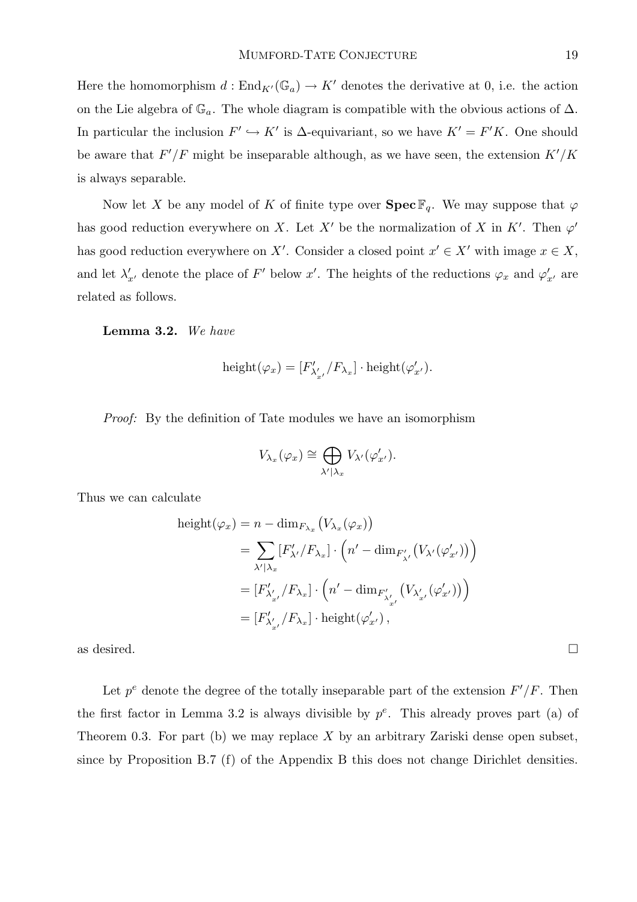Here the homomorphism $d : \mathrm{End}_{K'}(\mathbb{G}_a) \to K'$ denotes the derivative at 0, i.e. the action on the Lie algebra of $\mathbb{G}_a$. The whole diagram is compatible with the obvious actions of $\Delta$. In particular the inclusion $F' \hookrightarrow K'$ is $\Delta$-equivariant, so we have $K' = F'K$. One should be aware that $F'/F$ might be inseparable although, as we have seen, the extension $K'/K$ is always separable.

Now let $X$ be any model of $K$ of finite type over $\mathbf{Spec}\,\mathbb{F}_q$. We may suppose that $\varphi$ has good reduction everywhere on $X$. Let $X'$ be the normalization of $X$ in $K'$. Then $\varphi'$ has good reduction everywhere on $X'$. Consider a closed point $x' \in X'$ with image $x \in X$, and let $\lambda'_{x'}$ denote the place of $F'$ below $x'$. The heights of the reductions $\varphi_x$ and $\varphi'_{x'}$ are related as follows.

**Lemma 3.2.** *We have*

$$\mathrm{height}(\varphi_x) = [F'_{\lambda'_{x'}}/F_{\lambda_x}] \cdot \mathrm{height}(\varphi'_{x'}).$$

*Proof:* By the definition of Tate modules we have an isomorphism

$$V_{\lambda_x}(\varphi_x) \cong \bigoplus_{\lambda'|\lambda_x} V_{\lambda'}(\varphi'_{x'}).$$

Thus we can calculate

$$\begin{aligned}
\mathrm{height}(\varphi_x) &= n - \dim_{F_{\lambda_x}}\big(V_{\lambda_x}(\varphi_x)\big) \\
&= \sum_{\lambda'|\lambda_x} [F'_{\lambda'}/F_{\lambda_x}] \cdot \Big(n' - \dim_{F'_{\lambda'}}\big(V_{\lambda'}(\varphi'_{x'})\big)\Big) \\
&= [F'_{\lambda'_{x'}}/F_{\lambda_x}] \cdot \Big(n' - \dim_{F'_{\lambda'_{x'}}}\big(V_{\lambda'_{x'}}(\varphi'_{x'})\big)\Big) \\
&= [F'_{\lambda'_{x'}}/F_{\lambda_x}] \cdot \mathrm{height}(\varphi'_{x'})\,,
\end{aligned}$$

as desired. $\square$

Let $p^e$ denote the degree of the totally inseparable part of the extension $F'/F$. Then the first factor in Lemma 3.2 is always divisible by $p^e$. This already proves part (a) of Theorem 0.3. For part (b) we may replace $X$ by an arbitrary Zariski dense open subset, since by Proposition B.7 (f) of the Appendix B this does not change Dirichlet densities.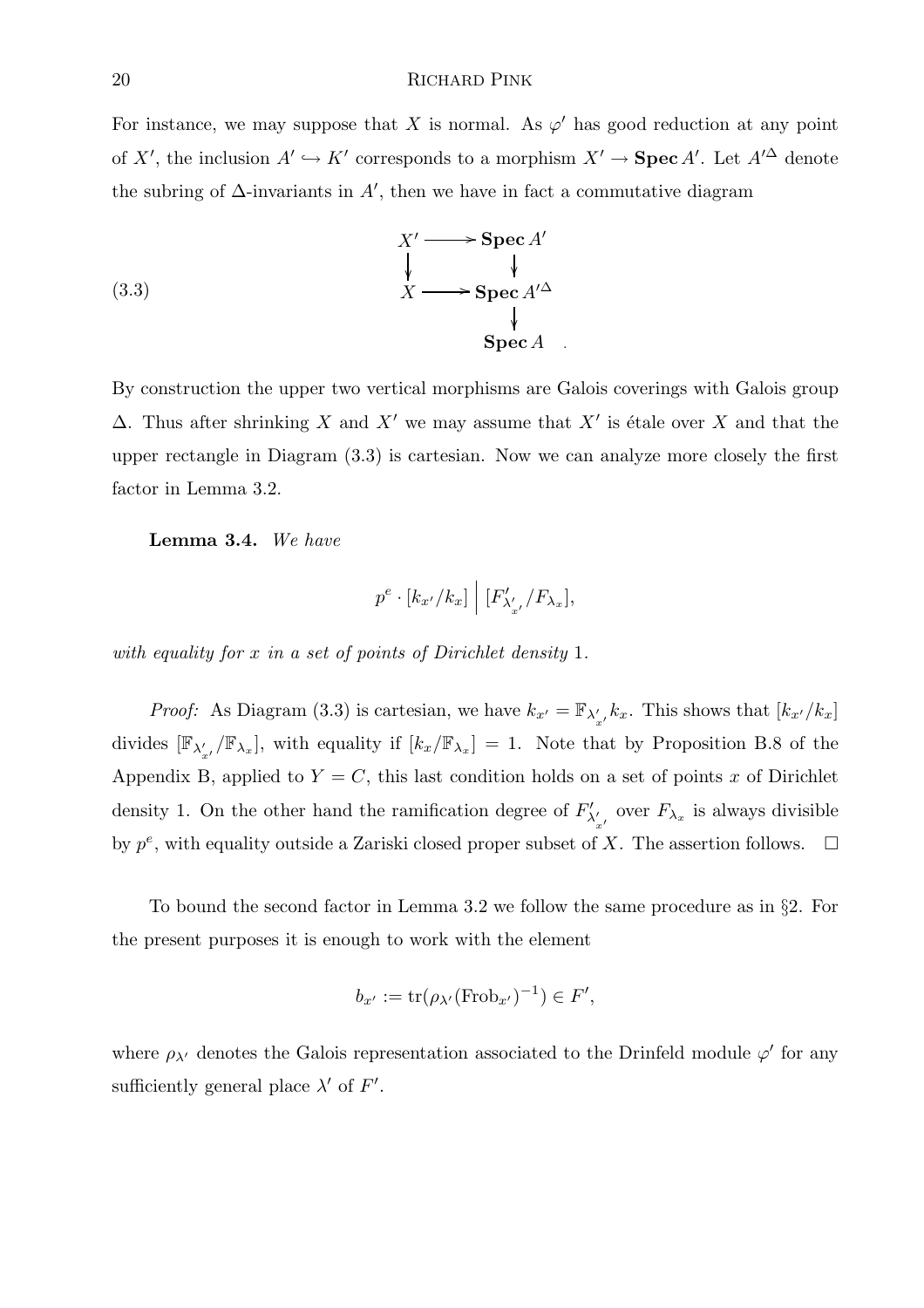For instance, we may suppose that $X$ is normal. As $\varphi'$ has good reduction at any point of $X'$, the inclusion $A' \hookrightarrow K'$ corresponds to a morphism $X' \to \mathbf{Spec}\, A'$. Let $A'^{\Delta}$ denote the subring of $\Delta$-invariants in $A'$, then we have in fact a commutative diagram

$$
\begin{array}{ccc}
X' & \longrightarrow & \mathbf{Spec}\, A' \\
\big\downarrow & & \big\downarrow \\
X & \longrightarrow & \mathbf{Spec}\, A'^{\Delta} \\
 & & \big\downarrow \\
 & & \mathbf{Spec}\, A
\end{array} \qquad (3.3)
$$

By construction the upper two vertical morphisms are Galois coverings with Galois group $\Delta$. Thus after shrinking $X$ and $X'$ we may assume that $X'$ is étale over $X$ and that the upper rectangle in Diagram (3.3) is cartesian. Now we can analyze more closely the first factor in Lemma 3.2.

**Lemma 3.4.** *We have*

$$p^e \cdot [k_{x'}/k_x] \;\Big|\; [F'_{\lambda'_{x'}}/F_{\lambda_x}],$$

*with equality for $x$ in a set of points of Dirichlet density* 1.

*Proof:* As Diagram (3.3) is cartesian, we have $k_{x'} = \mathbb{F}_{\lambda'_{x'}} k_x$. This shows that $[k_{x'}/k_x]$ divides $[\mathbb{F}_{\lambda'_{x'}}/\mathbb{F}_{\lambda_x}]$, with equality if $[k_x/\mathbb{F}_{\lambda_x}] = 1$. Note that by Proposition B.8 of the Appendix B, applied to $Y = C$, this last condition holds on a set of points $x$ of Dirichlet density 1. On the other hand the ramification degree of $F'_{\lambda'_{x'}}$ over $F_{\lambda_x}$ is always divisible by $p^e$, with equality outside a Zariski closed proper subset of $X$. The assertion follows. $\square$

To bound the second factor in Lemma 3.2 we follow the same procedure as in §2. For the present purposes it is enough to work with the element

$$b_{x'} := \mathrm{tr}(\rho_{\lambda'}(\mathrm{Frob}_{x'})^{-1}) \in F',$$

where $\rho_{\lambda'}$ denotes the Galois representation associated to the Drinfeld module $\varphi'$ for any sufficiently general place $\lambda'$ of $F'$.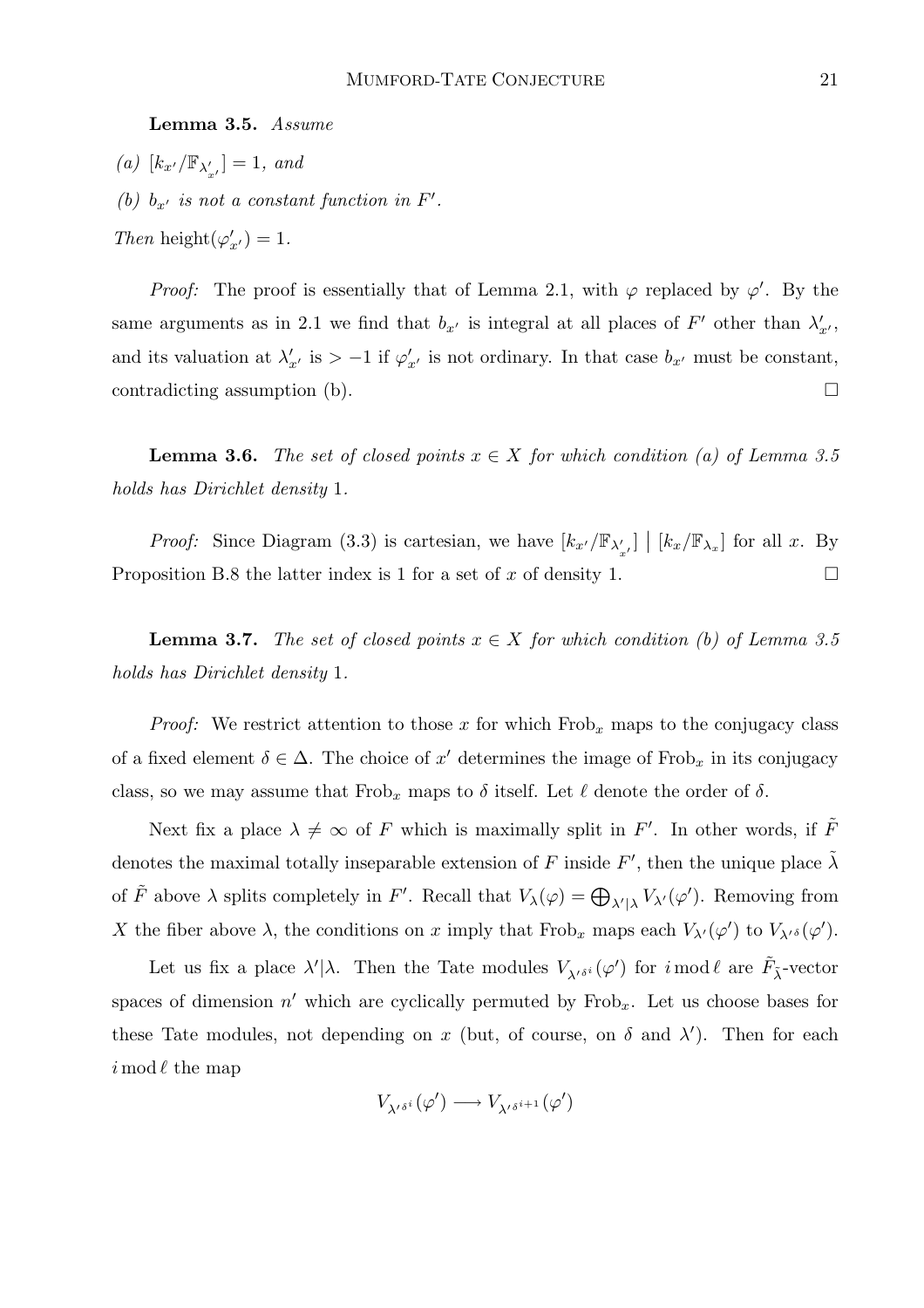**Lemma 3.5.** *Assume*

*(a)* $[k_{x'}/\mathbb{F}_{\lambda'_{x'}}] = 1$, *and*

*(b)* $b_{x'}$ *is not a constant function in* $F'$.

*Then* $\text{height}(\varphi'_{x'}) = 1$.

*Proof:* The proof is essentially that of Lemma 2.1, with $\varphi$ replaced by $\varphi'$. By the same arguments as in 2.1 we find that $b_{x'}$ is integral at all places of $F'$ other than $\lambda'_{x'}$, and its valuation at $\lambda'_{x'}$ is $> -1$ if $\varphi'_{x'}$ is not ordinary. In that case $b_{x'}$ must be constant, contradicting assumption (b). $\square$

**Lemma 3.6.** *The set of closed points $x \in X$ for which condition (a) of Lemma 3.5 holds has Dirichlet density* 1.

*Proof:* Since Diagram (3.3) is cartesian, we have $[k_{x'}/\mathbb{F}_{\lambda'_{x'}}] \bigm| [k_x/\mathbb{F}_{\lambda_x}]$ for all $x$. By Proposition B.8 the latter index is 1 for a set of $x$ of density 1. $\square$

**Lemma 3.7.** *The set of closed points $x \in X$ for which condition (b) of Lemma 3.5 holds has Dirichlet density* 1.

*Proof:* We restrict attention to those $x$ for which $\text{Frob}_x$ maps to the conjugacy class of a fixed element $\delta \in \Delta$. The choice of $x'$ determines the image of $\text{Frob}_x$ in its conjugacy class, so we may assume that $\text{Frob}_x$ maps to $\delta$ itself. Let $\ell$ denote the order of $\delta$.

Next fix a place $\lambda \neq \infty$ of $F$ which is maximally split in $F'$. In other words, if $\tilde{F}$ denotes the maximal totally inseparable extension of $F$ inside $F'$, then the unique place $\tilde{\lambda}$ of $\tilde{F}$ above $\lambda$ splits completely in $F'$. Recall that $V_\lambda(\varphi) = \bigoplus_{\lambda'|\lambda} V_{\lambda'}(\varphi')$. Removing from $X$ the fiber above $\lambda$, the conditions on $x$ imply that $\text{Frob}_x$ maps each $V_{\lambda'}(\varphi')$ to $V_{\lambda'^\delta}(\varphi')$.

Let us fix a place $\lambda'|\lambda$. Then the Tate modules $V_{\lambda'^{\delta^i}}(\varphi')$ for $i \bmod \ell$ are $\tilde{F}_{\tilde{\lambda}}$-vector spaces of dimension $n'$ which are cyclically permuted by $\text{Frob}_x$. Let us choose bases for these Tate modules, not depending on $x$ (but, of course, on $\delta$ and $\lambda'$). Then for each $i \bmod \ell$ the map

$$V_{\lambda'^{\delta^i}}(\varphi') \longrightarrow V_{\lambda'^{\delta^{i+1}}}(\varphi')$$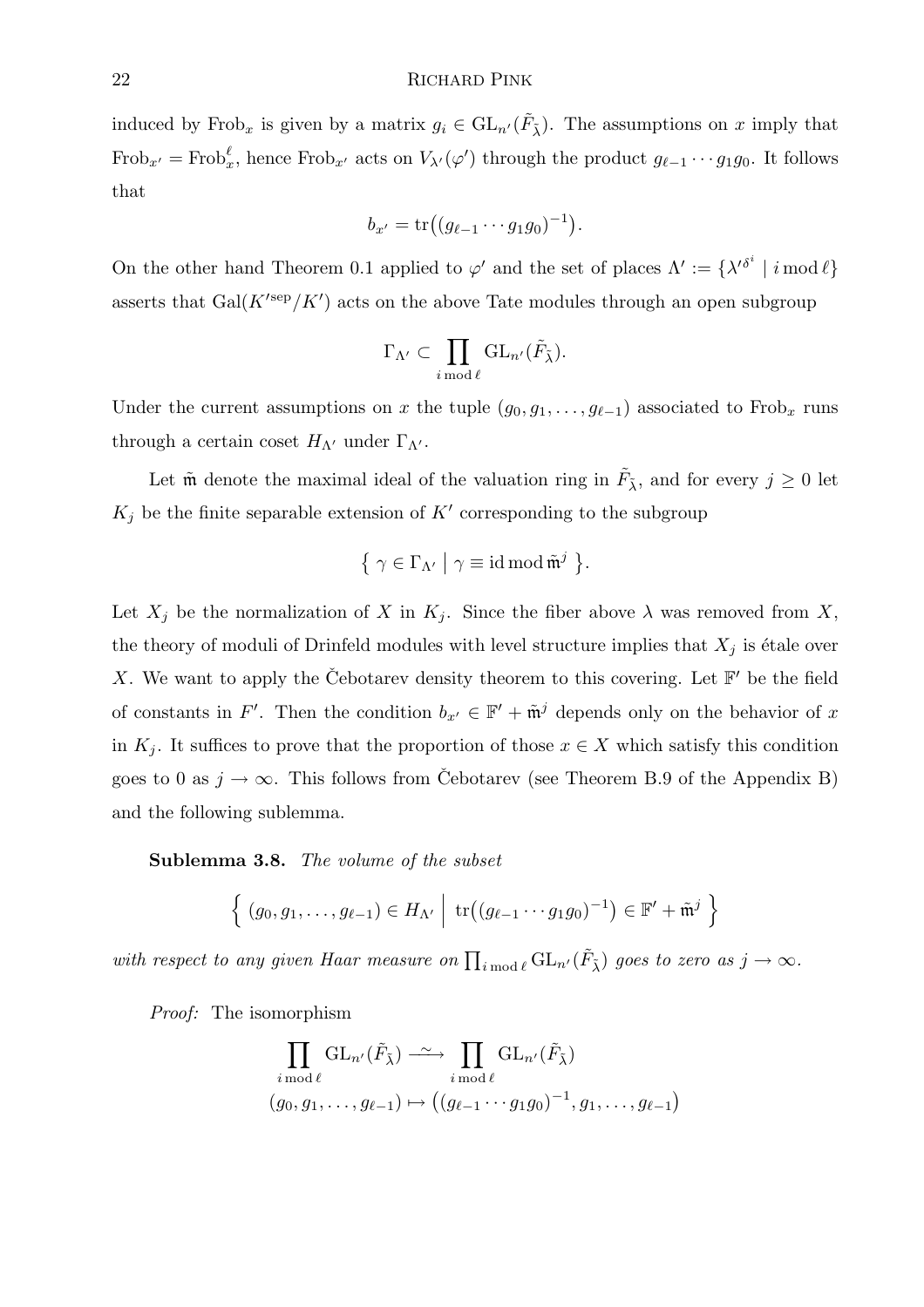induced by $\mathrm{Frob}_x$ is given by a matrix $g_i \in \mathrm{GL}_{n'}(\tilde{F}_{\tilde{\lambda}})$. The assumptions on $x$ imply that $\mathrm{Frob}_{x'} = \mathrm{Frob}_x^{\ell}$, hence $\mathrm{Frob}_{x'}$ acts on $V_{\lambda'}(\varphi')$ through the product $g_{\ell-1}\cdots g_1 g_0$. It follows that

$$b_{x'} = \mathrm{tr}\big((g_{\ell-1}\cdots g_1 g_0)^{-1}\big).$$

On the other hand Theorem 0.1 applied to $\varphi'$ and the set of places $\Lambda' := \{\lambda'^{\delta^i} \mid i \bmod \ell\}$ asserts that $\mathrm{Gal}(K'^{\mathrm{sep}}/K')$ acts on the above Tate modules through an open subgroup

$$\Gamma_{\Lambda'} \subset \prod_{i \bmod \ell} \mathrm{GL}_{n'}(\tilde{F}_{\tilde{\lambda}}).$$

Under the current assumptions on $x$ the tuple $(g_0, g_1, \ldots, g_{\ell-1})$ associated to $\mathrm{Frob}_x$ runs through a certain coset $H_{\Lambda'}$ under $\Gamma_{\Lambda'}$.

Let $\tilde{\mathfrak{m}}$ denote the maximal ideal of the valuation ring in $\tilde{F}_{\tilde{\lambda}}$, and for every $j \geq 0$ let $K_j$ be the finite separable extension of $K'$ corresponding to the subgroup

$$\big\{\, \gamma \in \Gamma_{\Lambda'} \;\big|\; \gamma \equiv \mathrm{id} \bmod \tilde{\mathfrak{m}}^j \,\big\}.$$

Let $X_j$ be the normalization of $X$ in $K_j$. Since the fiber above $\lambda$ was removed from $X$, the theory of moduli of Drinfeld modules with level structure implies that $X_j$ is étale over $X$. We want to apply the Čebotarev density theorem to this covering. Let $\mathbb{F}'$ be the field of constants in $F'$. Then the condition $b_{x'} \in \mathbb{F}' + \tilde{\mathfrak{m}}^j$ depends only on the behavior of $x$ in $K_j$. It suffices to prove that the proportion of those $x \in X$ which satisfy this condition goes to 0 as $j \to \infty$. This follows from Čebotarev (see Theorem B.9 of the Appendix B) and the following sublemma.

**Sublemma 3.8.** *The volume of the subset*

$$\Big\{\, (g_0, g_1, \ldots, g_{\ell-1}) \in H_{\Lambda'} \;\Big|\; \mathrm{tr}\big((g_{\ell-1}\cdots g_1 g_0)^{-1}\big) \in \mathbb{F}' + \tilde{\mathfrak{m}}^j \,\Big\}$$

*with respect to any given Haar measure on $\prod_{i \bmod \ell} \mathrm{GL}_{n'}(\tilde{F}_{\tilde{\lambda}})$ goes to zero as $j \to \infty$.*

*Proof:* The isomorphism

$$\begin{aligned} \prod_{i \bmod \ell} \mathrm{GL}_{n'}(\tilde{F}_{\tilde{\lambda}}) &\xrightarrow{\ \sim\ } \prod_{i \bmod \ell} \mathrm{GL}_{n'}(\tilde{F}_{\tilde{\lambda}}) \\ (g_0, g_1, \ldots, g_{\ell-1}) &\mapsto \big((g_{\ell-1}\cdots g_1 g_0)^{-1}, g_1, \ldots, g_{\ell-1}\big) \end{aligned}$$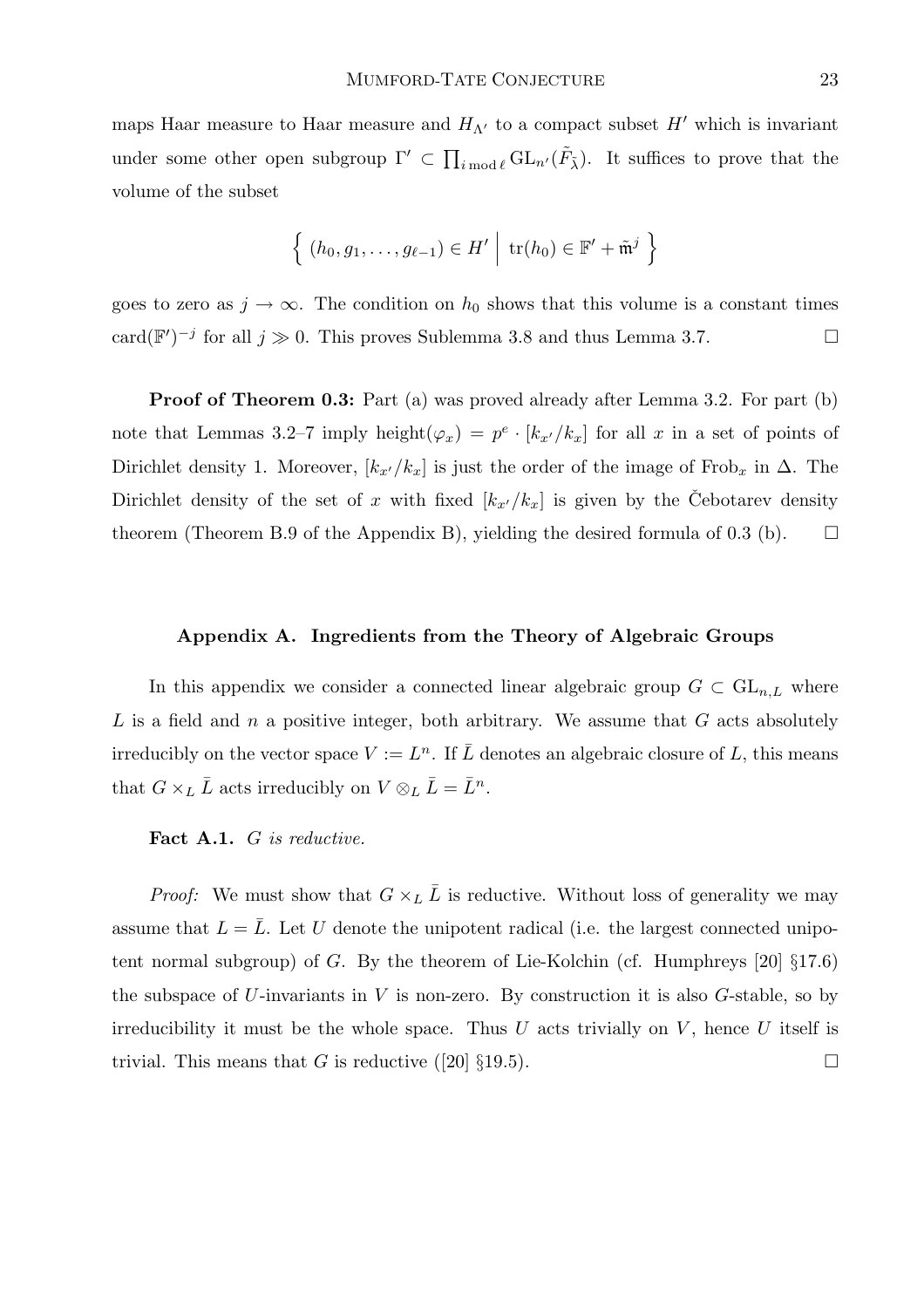maps Haar measure to Haar measure and $H_{\Lambda'}$ to a compact subset $H'$ which is invariant under some other open subgroup $\Gamma' \subset \prod_{i \bmod \ell} \mathrm{GL}_{n'}(\tilde{F}_{\tilde{\lambda}})$. It suffices to prove that the volume of the subset

$$\left\{ \, (h_0, g_1, \ldots, g_{\ell-1}) \in H' \;\middle|\; \mathrm{tr}(h_0) \in \mathbb{F}' + \tilde{\mathfrak{m}}^j \, \right\}$$

goes to zero as $j \to \infty$. The condition on $h_0$ shows that this volume is a constant times $\mathrm{card}(\mathbb{F}')^{-j}$ for all $j \gg 0$. This proves Sublemma 3.8 and thus Lemma 3.7. $\square$

**Proof of Theorem 0.3:** Part (a) was proved already after Lemma 3.2. For part (b) note that Lemmas 3.2–7 imply $\mathrm{height}(\varphi_x) = p^e \cdot [k_{x'}/k_x]$ for all $x$ in a set of points of Dirichlet density 1. Moreover, $[k_{x'}/k_x]$ is just the order of the image of $\mathrm{Frob}_x$ in $\Delta$. The Dirichlet density of the set of $x$ with fixed $[k_{x'}/k_x]$ is given by the Čebotarev density theorem (Theorem B.9 of the Appendix B), yielding the desired formula of 0.3 (b). $\square$

## Appendix A. Ingredients from the Theory of Algebraic Groups

In this appendix we consider a connected linear algebraic group $G \subset \mathrm{GL}_{n,L}$ where $L$ is a field and $n$ a positive integer, both arbitrary. We assume that $G$ acts absolutely irreducibly on the vector space $V := L^n$. If $\bar{L}$ denotes an algebraic closure of $L$, this means that $G \times_L \bar{L}$ acts irreducibly on $V \otimes_L \bar{L} = \bar{L}^n$.

**Fact A.1.** *$G$ is reductive.*

*Proof:* We must show that $G \times_L \bar{L}$ is reductive. Without loss of generality we may assume that $L = \bar{L}$. Let $U$ denote the unipotent radical (i.e. the largest connected unipotent normal subgroup) of $G$. By the theorem of Lie-Kolchin (cf. Humphreys [20] §17.6) the subspace of $U$-invariants in $V$ is non-zero. By construction it is also $G$-stable, so by irreducibility it must be the whole space. Thus $U$ acts trivially on $V$, hence $U$ itself is trivial. This means that $G$ is reductive ([20] §19.5). $\square$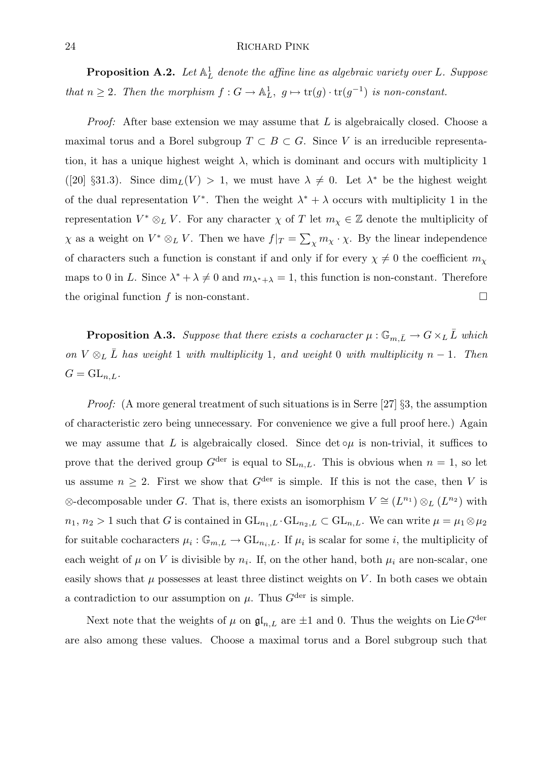**Proposition A.2.** *Let $\mathbb{A}^1_L$ denote the affine line as algebraic variety over $L$. Suppose that $n \geq 2$. Then the morphism $f : G \to \mathbb{A}^1_L,\ g \mapsto \mathrm{tr}(g) \cdot \mathrm{tr}(g^{-1})$ is non-constant.*

*Proof:* After base extension we may assume that $L$ is algebraically closed. Choose a maximal torus and a Borel subgroup $T \subset B \subset G$. Since $V$ is an irreducible representation, it has a unique highest weight $\lambda$, which is dominant and occurs with multiplicity 1 ([20] §31.3). Since $\dim_L(V) > 1$, we must have $\lambda \neq 0$. Let $\lambda^*$ be the highest weight of the dual representation $V^*$. Then the weight $\lambda^* + \lambda$ occurs with multiplicity 1 in the representation $V^* \otimes_L V$. For any character $\chi$ of $T$ let $m_\chi \in \mathbb{Z}$ denote the multiplicity of $\chi$ as a weight on $V^* \otimes_L V$. Then we have $f|_T = \sum_\chi m_\chi \cdot \chi$. By the linear independence of characters such a function is constant if and only if for every $\chi \neq 0$ the coefficient $m_\chi$ maps to 0 in $L$. Since $\lambda^* + \lambda \neq 0$ and $m_{\lambda^*+\lambda} = 1$, this function is non-constant. Therefore the original function $f$ is non-constant. $\square$

**Proposition A.3.** *Suppose that there exists a cocharacter $\mu : \mathbb{G}_{m,\bar{L}} \to G \times_L \bar{L}$ which on $V \otimes_L \bar{L}$ has weight 1 with multiplicity 1, and weight 0 with multiplicity $n-1$. Then $G = \mathrm{GL}_{n,L}$.*

*Proof:* (A more general treatment of such situations is in Serre [27] §3, the assumption of characteristic zero being unnecessary. For convenience we give a full proof here.) Again we may assume that $L$ is algebraically closed. Since $\det \circ \mu$ is non-trivial, it suffices to prove that the derived group $G^{\mathrm{der}}$ is equal to $\mathrm{SL}_{n,L}$. This is obvious when $n = 1$, so let us assume $n \geq 2$. First we show that $G^{\mathrm{der}}$ is simple. If this is not the case, then $V$ is $\otimes$-decomposable under $G$. That is, there exists an isomorphism $V \cong (L^{n_1}) \otimes_L (L^{n_2})$ with $n_1, n_2 > 1$ such that $G$ is contained in $\mathrm{GL}_{n_1,L} \cdot \mathrm{GL}_{n_2,L} \subset \mathrm{GL}_{n,L}$. We can write $\mu = \mu_1 \otimes \mu_2$ for suitable cocharacters $\mu_i : \mathbb{G}_{m,L} \to \mathrm{GL}_{n_i,L}$. If $\mu_i$ is scalar for some $i$, the multiplicity of each weight of $\mu$ on $V$ is divisible by $n_i$. If, on the other hand, both $\mu_i$ are non-scalar, one easily shows that $\mu$ possesses at least three distinct weights on $V$. In both cases we obtain a contradiction to our assumption on $\mu$. Thus $G^{\mathrm{der}}$ is simple.

Next note that the weights of $\mu$ on $\mathfrak{gl}_{n,L}$ are $\pm 1$ and 0. Thus the weights on $\mathrm{Lie}\, G^{\mathrm{der}}$ are also among these values. Choose a maximal torus and a Borel subgroup such that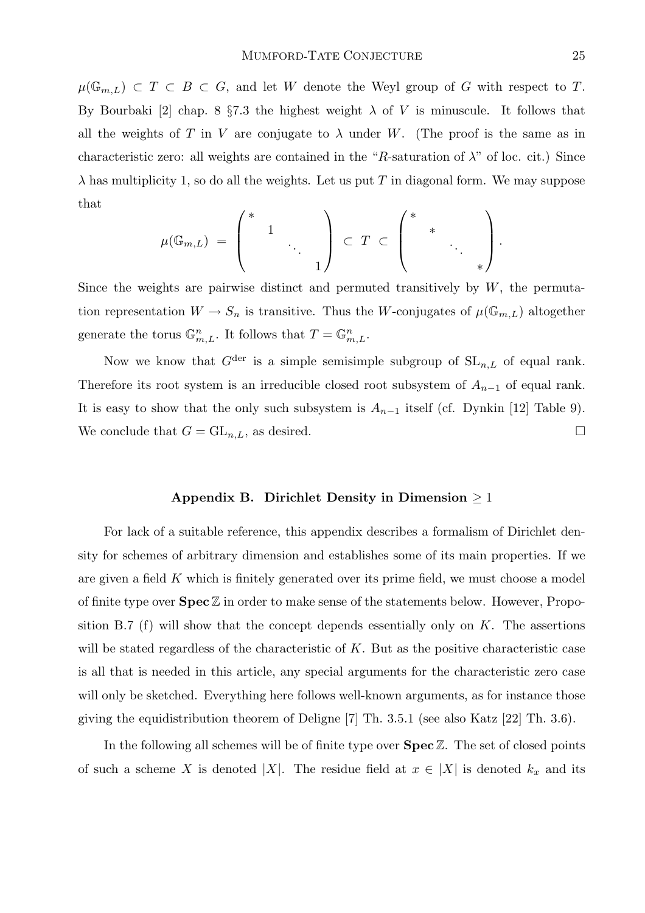$\mu(\mathbb{G}_{m,L}) \subset T \subset B \subset G$, and let $W$ denote the Weyl group of $G$ with respect to $T$. By Bourbaki [2] chap. 8 §7.3 the highest weight $\lambda$ of $V$ is minuscule. It follows that all the weights of $T$ in $V$ are conjugate to $\lambda$ under $W$. (The proof is the same as in characteristic zero: all weights are contained in the "$R$-saturation of $\lambda$" of loc. cit.) Since $\lambda$ has multiplicity 1, so do all the weights. Let us put $T$ in diagonal form. We may suppose that

$$\mu(\mathbb{G}_{m,L}) \;=\; \begin{pmatrix} * & & & \\ & 1 & & \\ & & \ddots & \\ & & & 1 \end{pmatrix} \;\subset\; T \;\subset\; \begin{pmatrix} * & & & \\ & * & & \\ & & \ddots & \\ & & & * \end{pmatrix}.$$

Since the weights are pairwise distinct and permuted transitively by $W$, the permutation representation $W \to S_n$ is transitive. Thus the $W$-conjugates of $\mu(\mathbb{G}_{m,L})$ altogether generate the torus $\mathbb{G}_{m,L}^n$. It follows that $T = \mathbb{G}_{m,L}^n$.

Now we know that $G^{\mathrm{der}}$ is a simple semisimple subgroup of $\mathrm{SL}_{n,L}$ of equal rank. Therefore its root system is an irreducible closed root subsystem of $A_{n-1}$ of equal rank. It is easy to show that the only such subsystem is $A_{n-1}$ itself (cf. Dynkin [12] Table 9). We conclude that $G = \mathrm{GL}_{n,L}$, as desired. $\square$

## Appendix B. Dirichlet Density in Dimension $\geq 1$

For lack of a suitable reference, this appendix describes a formalism of Dirichlet density for schemes of arbitrary dimension and establishes some of its main properties. If we are given a field $K$ which is finitely generated over its prime field, we must choose a model of finite type over $\mathbf{Spec}\,\mathbb{Z}$ in order to make sense of the statements below. However, Proposition B.7 (f) will show that the concept depends essentially only on $K$. The assertions will be stated regardless of the characteristic of $K$. But as the positive characteristic case is all that is needed in this article, any special arguments for the characteristic zero case will only be sketched. Everything here follows well-known arguments, as for instance those giving the equidistribution theorem of Deligne [7] Th. 3.5.1 (see also Katz [22] Th. 3.6).

In the following all schemes will be of finite type over $\mathbf{Spec}\,\mathbb{Z}$. The set of closed points of such a scheme $X$ is denoted $|X|$. The residue field at $x \in |X|$ is denoted $k_x$ and its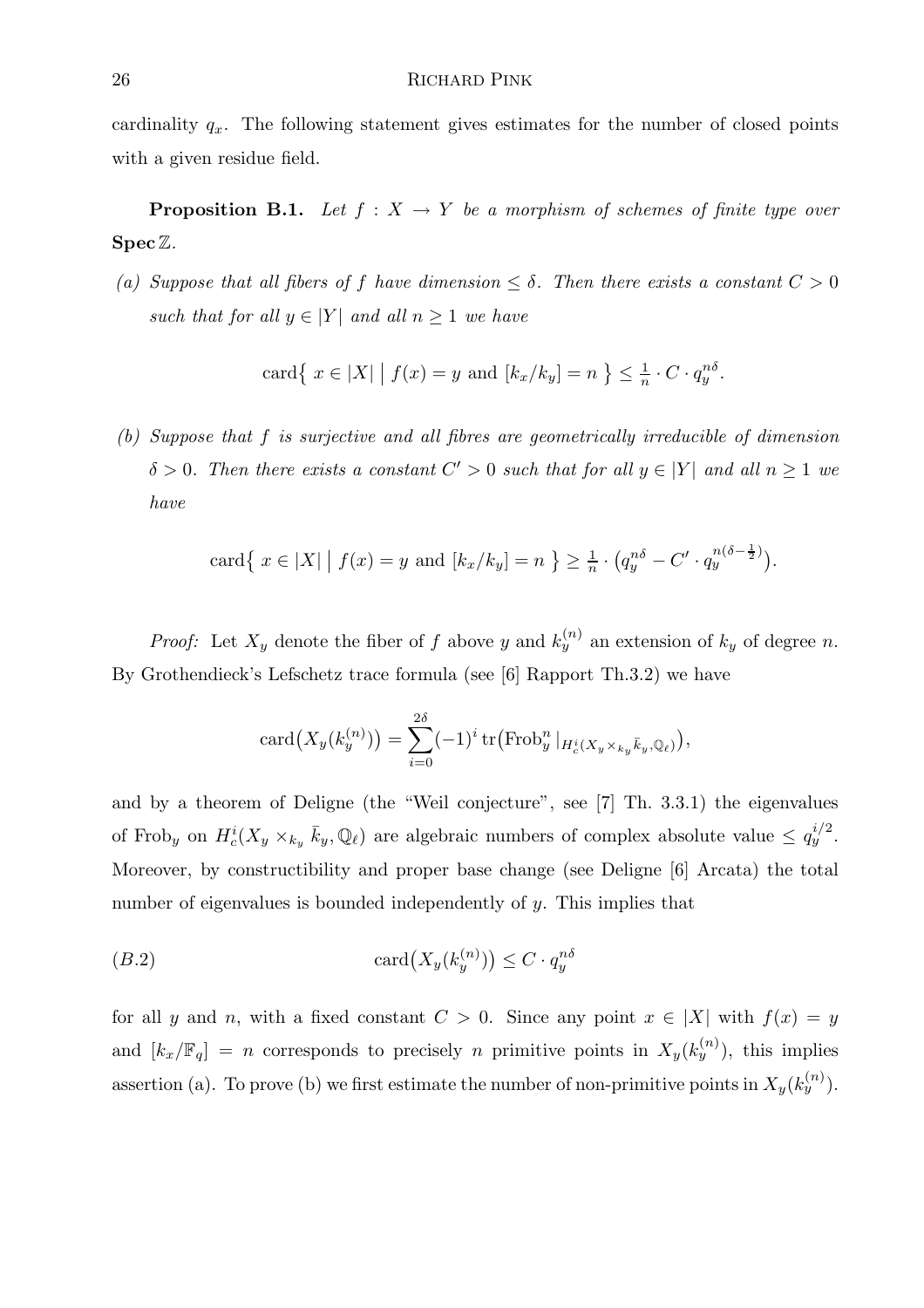cardinality $q_x$. The following statement gives estimates for the number of closed points with a given residue field.

**Proposition B.1.** *Let $f : X \to Y$ be a morphism of schemes of finite type over* $\mathbf{Spec}\,\mathbb{Z}$*.*

*(a) Suppose that all fibers of $f$ have dimension $\leq \delta$. Then there exists a constant $C > 0$ such that for all $y \in |Y|$ and all $n \geq 1$ we have*

$$\mathrm{card}\big\{\, x \in |X| \;\big|\; f(x) = y \text{ and } [k_x/k_y] = n \,\big\} \leq \tfrac{1}{n} \cdot C \cdot q_y^{n\delta}.$$

*(b) Suppose that $f$ is surjective and all fibres are geometrically irreducible of dimension $\delta > 0$. Then there exists a constant $C' > 0$ such that for all $y \in |Y|$ and all $n \geq 1$ we have*

$$\mathrm{card}\big\{\, x \in |X| \;\big|\; f(x) = y \text{ and } [k_x/k_y] = n \,\big\} \geq \tfrac{1}{n} \cdot \big(q_y^{n\delta} - C' \cdot q_y^{n(\delta - \frac{1}{2})}\big).$$

*Proof:* Let $X_y$ denote the fiber of $f$ above $y$ and $k_y^{(n)}$ an extension of $k_y$ of degree $n$. By Grothendieck's Lefschetz trace formula (see [6] Rapport Th.3.2) we have

$$\mathrm{card}\big(X_y(k_y^{(n)})\big) = \sum_{i=0}^{2\delta} (-1)^i \,\mathrm{tr}\big(\mathrm{Frob}_y^n \,|_{H_c^i(X_y \times_{k_y} \bar{k}_y, \mathbb{Q}_\ell)}\big),$$

and by a theorem of Deligne (the "Weil conjecture", see [7] Th. 3.3.1) the eigenvalues of $\mathrm{Frob}_y$ on $H_c^i(X_y \times_{k_y} \bar{k}_y, \mathbb{Q}_\ell)$ are algebraic numbers of complex absolute value $\leq q_y^{i/2}$. Moreover, by constructibility and proper base change (see Deligne [6] Arcata) the total number of eigenvalues is bounded independently of $y$. This implies that

$$\mathrm{card}\big(X_y(k_y^{(n)})\big) \leq C \cdot q_y^{n\delta} \tag{B.2}$$

for all $y$ and $n$, with a fixed constant $C > 0$. Since any point $x \in |X|$ with $f(x) = y$ and $[k_x/\mathbb{F}_q] = n$ corresponds to precisely $n$ primitive points in $X_y(k_y^{(n)})$, this implies assertion (a). To prove (b) we first estimate the number of non-primitive points in $X_y(k_y^{(n)})$.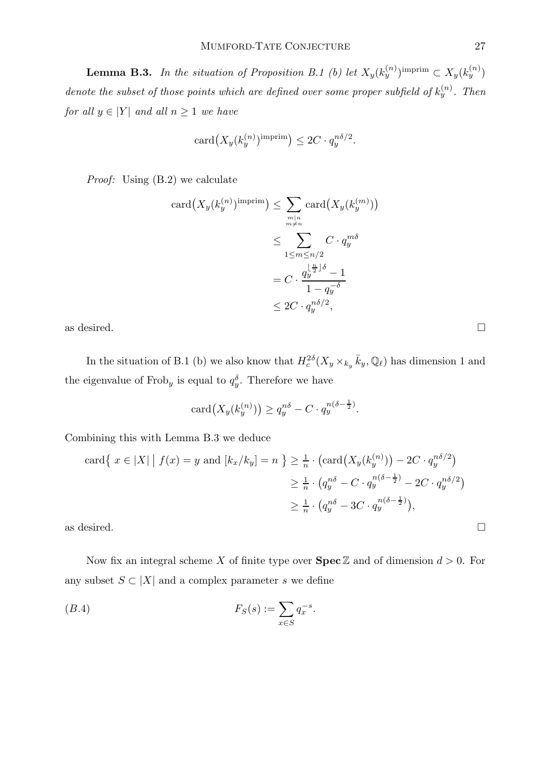**Lemma B.3.** *In the situation of Proposition B.1 (b) let $X_y(k_y^{(n)})^{\mathrm{imprim}} \subset X_y(k_y^{(n)})$ denote the subset of those points which are defined over some proper subfield of $k_y^{(n)}$. Then for all $y \in |Y|$ and all $n \geq 1$ we have*

$$\mathrm{card}\big(X_y(k_y^{(n)})^{\mathrm{imprim}}\big) \leq 2C \cdot q_y^{n\delta/2}.$$

*Proof:* Using (B.2) we calculate

$$\begin{aligned}
\mathrm{card}\big(X_y(k_y^{(n)})^{\mathrm{imprim}}\big) &\leq \sum_{\substack{m|n \\ m\neq n}} \mathrm{card}\big(X_y(k_y^{(m)})\big) \\
&\leq \sum_{1\leq m\leq n/2} C \cdot q_y^{m\delta} \\
&= C \cdot \frac{q_y^{\lfloor \frac{n}{2} \rfloor \delta} - 1}{1 - q_y^{-\delta}} \\
&\leq 2C \cdot q_y^{n\delta/2},
\end{aligned}$$

as desired. $\square$

In the situation of B.1 (b) we also know that $H_c^{2\delta}(X_y \times_{k_y} \bar{k}_y, \mathbb{Q}_\ell)$ has dimension 1 and the eigenvalue of $\mathrm{Frob}_y$ is equal to $q_y^\delta$. Therefore we have

$$\mathrm{card}\big(X_y(k_y^{(n)})\big) \geq q_y^{n\delta} - C \cdot q_y^{n(\delta - \frac{1}{2})}.$$

Combining this with Lemma B.3 we deduce

$$\begin{aligned}
\mathrm{card}\big\{\, x \in |X| \;\big|\; f(x) = y \text{ and } [k_x/k_y] = n \,\big\} &\geq \tfrac{1}{n} \cdot \big(\mathrm{card}\big(X_y(k_y^{(n)})\big) - 2C \cdot q_y^{n\delta/2}\big) \\
&\geq \tfrac{1}{n} \cdot \big(q_y^{n\delta} - C \cdot q_y^{n(\delta-\frac{1}{2})} - 2C \cdot q_y^{n\delta/2}\big) \\
&\geq \tfrac{1}{n} \cdot \big(q_y^{n\delta} - 3C \cdot q_y^{n(\delta-\frac{1}{2})}\big),
\end{aligned}$$

as desired. $\square$

Now fix an integral scheme $X$ of finite type over $\mathbf{Spec}\,\mathbb{Z}$ and of dimension $d > 0$. For any subset $S \subset |X|$ and a complex parameter $s$ we define

$$F_S(s) := \sum_{x\in S} q_x^{-s}. \tag{B.4}$$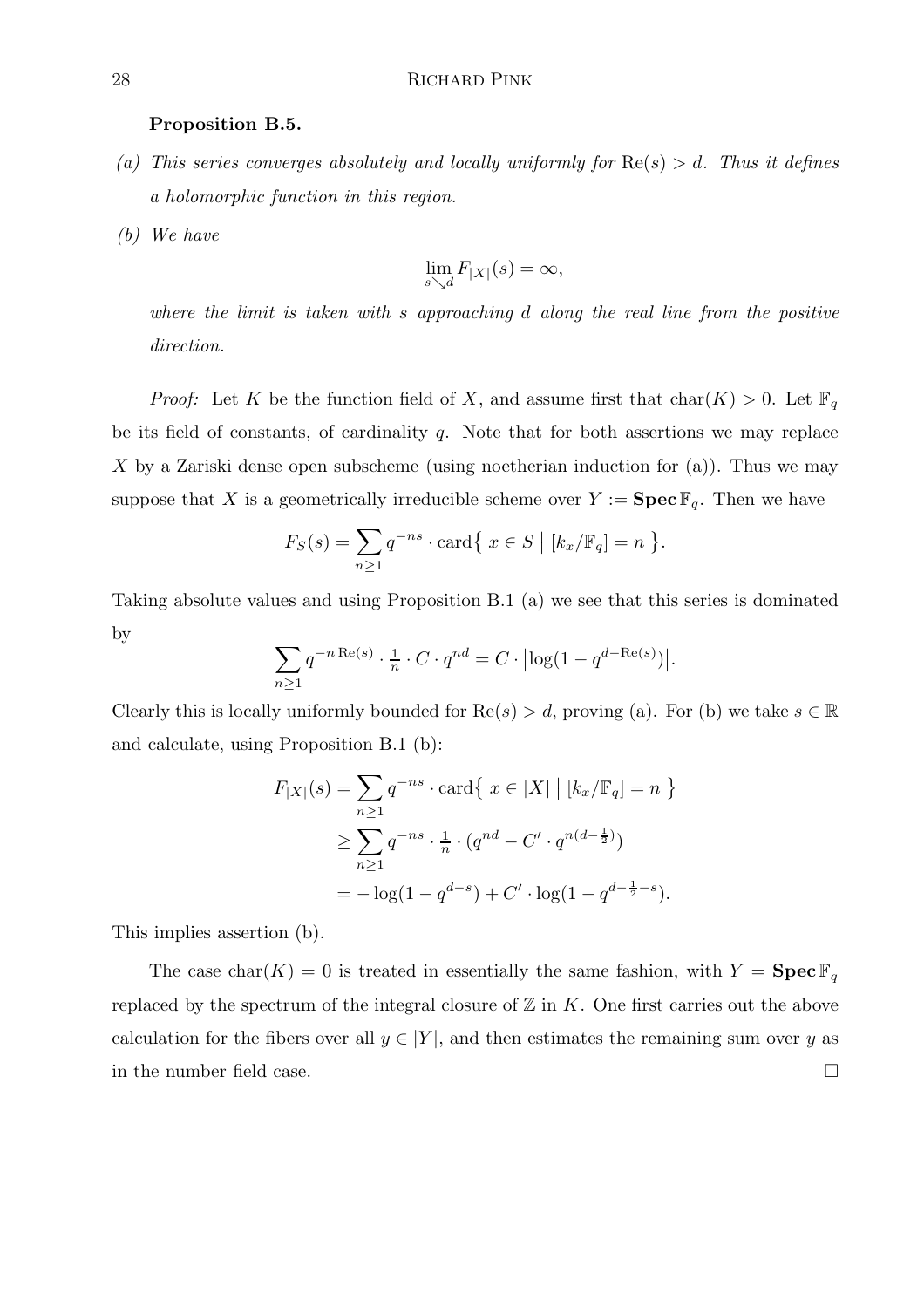**Proposition B.5.**

*(a) This series converges absolutely and locally uniformly for $\mathrm{Re}(s) > d$. Thus it defines a holomorphic function in this region.*

*(b) We have*

$$\lim_{s \searrow d} F_{|X|}(s) = \infty,$$

*where the limit is taken with $s$ approaching $d$ along the real line from the positive direction.*

*Proof:* Let $K$ be the function field of $X$, and assume first that $\mathrm{char}(K) > 0$. Let $\mathbb{F}_q$ be its field of constants, of cardinality $q$. Note that for both assertions we may replace $X$ by a Zariski dense open subscheme (using noetherian induction for (a)). Thus we may suppose that $X$ is a geometrically irreducible scheme over $Y := \mathbf{Spec}\,\mathbb{F}_q$. Then we have

$$F_S(s) = \sum_{n \geq 1} q^{-ns} \cdot \mathrm{card}\big\{ \, x \in S \; \big| \; [k_x/\mathbb{F}_q] = n \, \big\}.$$

Taking absolute values and using Proposition B.1 (a) we see that this series is dominated by

$$\sum_{n \geq 1} q^{-n\,\mathrm{Re}(s)} \cdot \tfrac{1}{n} \cdot C \cdot q^{nd} = C \cdot \big|\log(1 - q^{d - \mathrm{Re}(s)})\big|.$$

Clearly this is locally uniformly bounded for $\mathrm{Re}(s) > d$, proving (a). For (b) we take $s \in \mathbb{R}$ and calculate, using Proposition B.1 (b):

$$\begin{aligned}
F_{|X|}(s) &= \sum_{n \geq 1} q^{-ns} \cdot \mathrm{card}\big\{ \, x \in |X| \; \big| \; [k_x/\mathbb{F}_q] = n \, \big\} \\
&\geq \sum_{n \geq 1} q^{-ns} \cdot \tfrac{1}{n} \cdot (q^{nd} - C' \cdot q^{n(d - \frac{1}{2})}) \\
&= -\log(1 - q^{d-s}) + C' \cdot \log(1 - q^{d - \frac{1}{2} - s}).
\end{aligned}$$

This implies assertion (b).

The case $\mathrm{char}(K) = 0$ is treated in essentially the same fashion, with $Y = \mathbf{Spec}\,\mathbb{F}_q$ replaced by the spectrum of the integral closure of $\mathbb{Z}$ in $K$. One first carries out the above calculation for the fibers over all $y \in |Y|$, and then estimates the remaining sum over $y$ as in the number field case. $\square$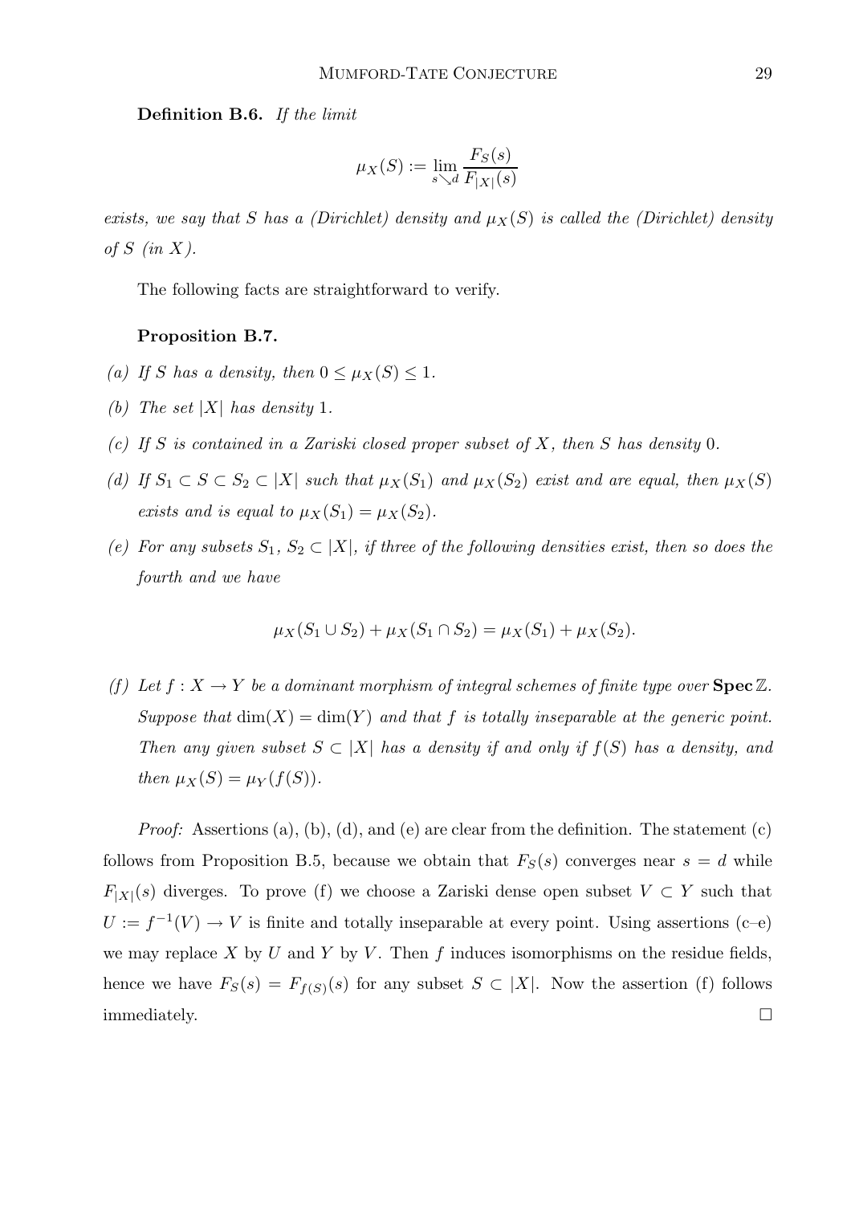**Definition B.6.** *If the limit*

$$\mu_X(S) := \lim_{s \searrow d} \frac{F_S(s)}{F_{|X|}(s)}$$

*exists, we say that $S$ has a (Dirichlet) density and $\mu_X(S)$ is called the (Dirichlet) density of $S$ (in $X$).*

The following facts are straightforward to verify.

**Proposition B.7.**

*(a) If $S$ has a density, then $0 \leq \mu_X(S) \leq 1$.*

*(b) The set $|X|$ has density 1.*

*(c) If $S$ is contained in a Zariski closed proper subset of $X$, then $S$ has density 0.*

*(d) If $S_1 \subset S \subset S_2 \subset |X|$ such that $\mu_X(S_1)$ and $\mu_X(S_2)$ exist and are equal, then $\mu_X(S)$ exists and is equal to $\mu_X(S_1) = \mu_X(S_2)$.*

*(e) For any subsets $S_1$, $S_2 \subset |X|$, if three of the following densities exist, then so does the fourth and we have*

$$\mu_X(S_1 \cup S_2) + \mu_X(S_1 \cap S_2) = \mu_X(S_1) + \mu_X(S_2).$$

*(f) Let $f : X \to Y$ be a dominant morphism of integral schemes of finite type over $\mathbf{Spec}\,\mathbb{Z}$. Suppose that $\dim(X) = \dim(Y)$ and that $f$ is totally inseparable at the generic point. Then any given subset $S \subset |X|$ has a density if and only if $f(S)$ has a density, and then $\mu_X(S) = \mu_Y(f(S))$.*

*Proof:* Assertions (a), (b), (d), and (e) are clear from the definition. The statement (c) follows from Proposition B.5, because we obtain that $F_S(s)$ converges near $s = d$ while $F_{|X|}(s)$ diverges. To prove (f) we choose a Zariski dense open subset $V \subset Y$ such that $U := f^{-1}(V) \to V$ is finite and totally inseparable at every point. Using assertions (c–e) we may replace $X$ by $U$ and $Y$ by $V$. Then $f$ induces isomorphisms on the residue fields, hence we have $F_S(s) = F_{f(S)}(s)$ for any subset $S \subset |X|$. Now the assertion (f) follows immediately. □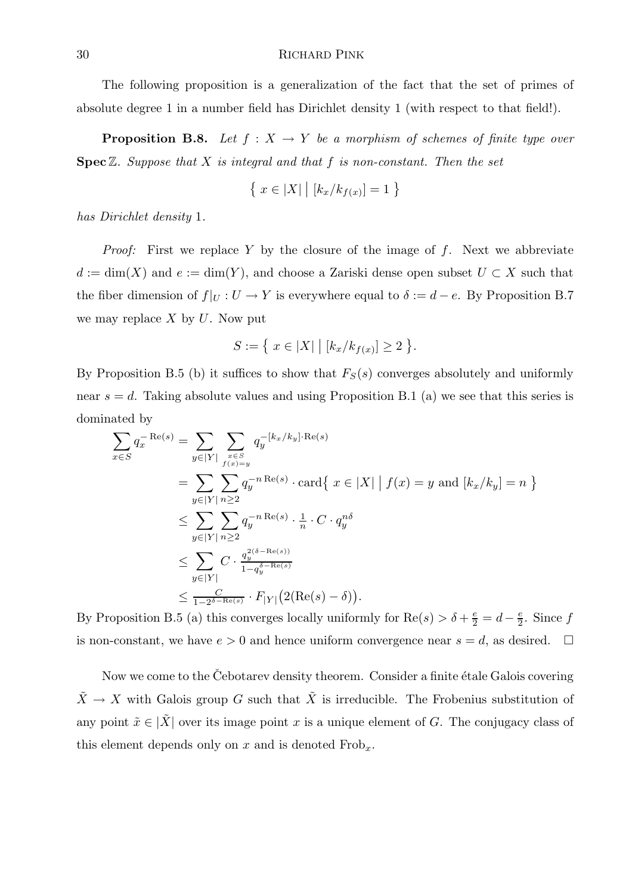The following proposition is a generalization of the fact that the set of primes of absolute degree 1 in a number field has Dirichlet density 1 (with respect to that field!).

**Proposition B.8.** *Let $f : X \to Y$ be a morphism of schemes of finite type over* $\mathbf{Spec}\,\mathbb{Z}$*. Suppose that $X$ is integral and that $f$ is non-constant. Then the set*

$$\big\{\, x \in |X| \;\big|\; [k_x/k_{f(x)}] = 1 \,\big\}$$

*has Dirichlet density* 1*.*

*Proof:* First we replace $Y$ by the closure of the image of $f$. Next we abbreviate $d := \dim(X)$ and $e := \dim(Y)$, and choose a Zariski dense open subset $U \subset X$ such that the fiber dimension of $f|_U : U \to Y$ is everywhere equal to $\delta := d - e$. By Proposition B.7 we may replace $X$ by $U$. Now put

$$S := \big\{\, x \in |X| \;\big|\; [k_x/k_{f(x)}] \geq 2 \,\big\}.$$

By Proposition B.5 (b) it suffices to show that $F_S(s)$ converges absolutely and uniformly near $s = d$. Taking absolute values and using Proposition B.1 (a) we see that this series is dominated by

$$\begin{aligned}
\sum_{x \in S} q_x^{-\operatorname{Re}(s)} &= \sum_{y \in |Y|} \sum_{\substack{x \in S \\ f(x) = y}} q_y^{-[k_x/k_y] \cdot \operatorname{Re}(s)} \\
&= \sum_{y \in |Y|} \sum_{n \geq 2} q_y^{-n \operatorname{Re}(s)} \cdot \operatorname{card}\big\{\, x \in |X| \;\big|\; f(x) = y \text{ and } [k_x/k_y] = n \,\big\} \\
&\leq \sum_{y \in |Y|} \sum_{n \geq 2} q_y^{-n \operatorname{Re}(s)} \cdot \tfrac{1}{n} \cdot C \cdot q_y^{n\delta} \\
&\leq \sum_{y \in |Y|} C \cdot \tfrac{q_y^{2(\delta - \operatorname{Re}(s))}}{1 - q_y^{\delta - \operatorname{Re}(s)}} \\
&\leq \tfrac{C}{1 - 2^{\delta - \operatorname{Re}(s)}} \cdot F_{|Y|}\big(2(\operatorname{Re}(s) - \delta)\big).
\end{aligned}$$

By Proposition B.5 (a) this converges locally uniformly for $\operatorname{Re}(s) > \delta + \frac{e}{2} = d - \frac{e}{2}$. Since $f$ is non-constant, we have $e > 0$ and hence uniform convergence near $s = d$, as desired. $\square$

Now we come to the Čebotarev density theorem. Consider a finite étale Galois covering $\tilde{X} \to X$ with Galois group $G$ such that $\tilde{X}$ is irreducible. The Frobenius substitution of any point $\tilde{x} \in |\tilde{X}|$ over its image point $x$ is a unique element of $G$. The conjugacy class of this element depends only on $x$ and is denoted $\operatorname{Frob}_x$.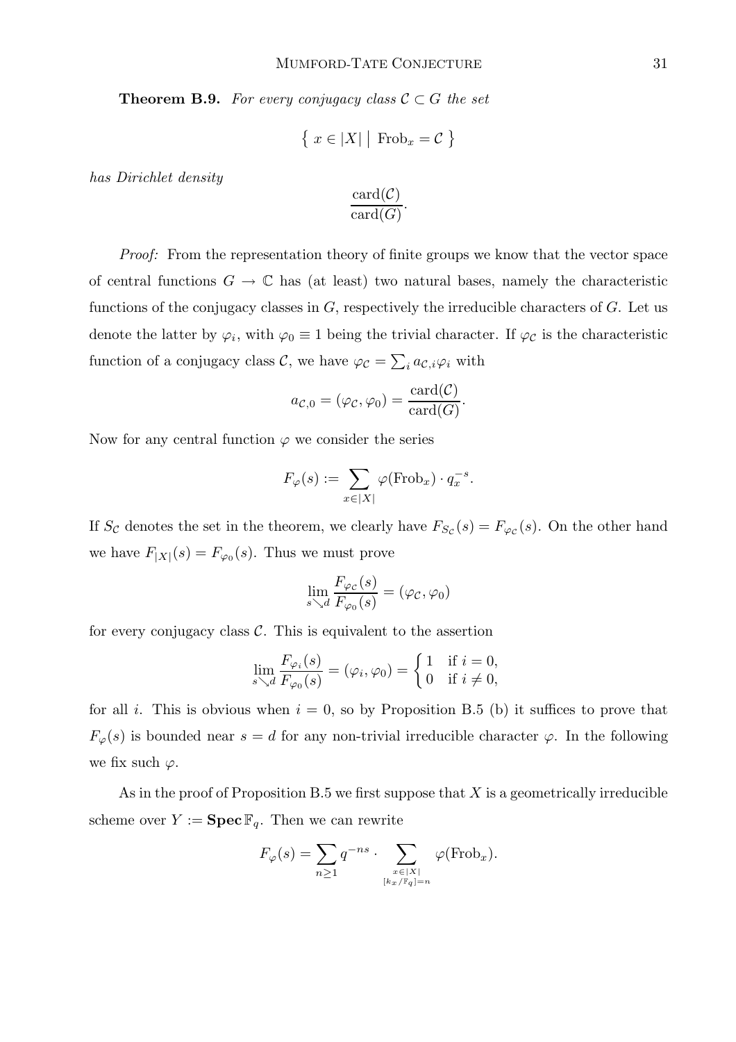**Theorem B.9.** *For every conjugacy class $\mathcal{C} \subset G$ the set*

$$\{\ x \in |X| \bigm| \operatorname{Frob}_x = \mathcal{C}\ \}$$

*has Dirichlet density*

$$\frac{\operatorname{card}(\mathcal{C})}{\operatorname{card}(G)}.$$

*Proof:* From the representation theory of finite groups we know that the vector space of central functions $G \to \mathbb{C}$ has (at least) two natural bases, namely the characteristic functions of the conjugacy classes in $G$, respectively the irreducible characters of $G$. Let us denote the latter by $\varphi_i$, with $\varphi_0 \equiv 1$ being the trivial character. If $\varphi_{\mathcal{C}}$ is the characteristic function of a conjugacy class $\mathcal{C}$, we have $\varphi_{\mathcal{C}} = \sum_i a_{\mathcal{C},i}\varphi_i$ with

$$a_{\mathcal{C},0} = (\varphi_{\mathcal{C}}, \varphi_0) = \frac{\operatorname{card}(\mathcal{C})}{\operatorname{card}(G)}.$$

Now for any central function $\varphi$ we consider the series

$$F_\varphi(s) := \sum_{x \in |X|} \varphi(\operatorname{Frob}_x) \cdot q_x^{-s}.$$

If $S_{\mathcal{C}}$ denotes the set in the theorem, we clearly have $F_{S_{\mathcal{C}}}(s) = F_{\varphi_{\mathcal{C}}}(s)$. On the other hand we have $F_{|X|}(s) = F_{\varphi_0}(s)$. Thus we must prove

$$\lim_{s \searrow d} \frac{F_{\varphi_{\mathcal{C}}}(s)}{F_{\varphi_0}(s)} = (\varphi_{\mathcal{C}}, \varphi_0)$$

for every conjugacy class $\mathcal{C}$. This is equivalent to the assertion

$$\lim_{s \searrow d} \frac{F_{\varphi_i}(s)}{F_{\varphi_0}(s)} = (\varphi_i, \varphi_0) = \begin{cases} 1 & \text{if } i = 0, \\ 0 & \text{if } i \neq 0, \end{cases}$$

for all $i$. This is obvious when $i = 0$, so by Proposition B.5 (b) it suffices to prove that $F_\varphi(s)$ is bounded near $s = d$ for any non-trivial irreducible character $\varphi$. In the following we fix such $\varphi$.

As in the proof of Proposition B.5 we first suppose that $X$ is a geometrically irreducible scheme over $Y := \mathbf{Spec}\,\mathbb{F}_q$. Then we can rewrite

$$F_\varphi(s) = \sum_{n \geq 1} q^{-ns} \cdot \sum_{\substack{x \in |X| \\ [k_x/\mathbb{F}_q] = n}} \varphi(\operatorname{Frob}_x).$$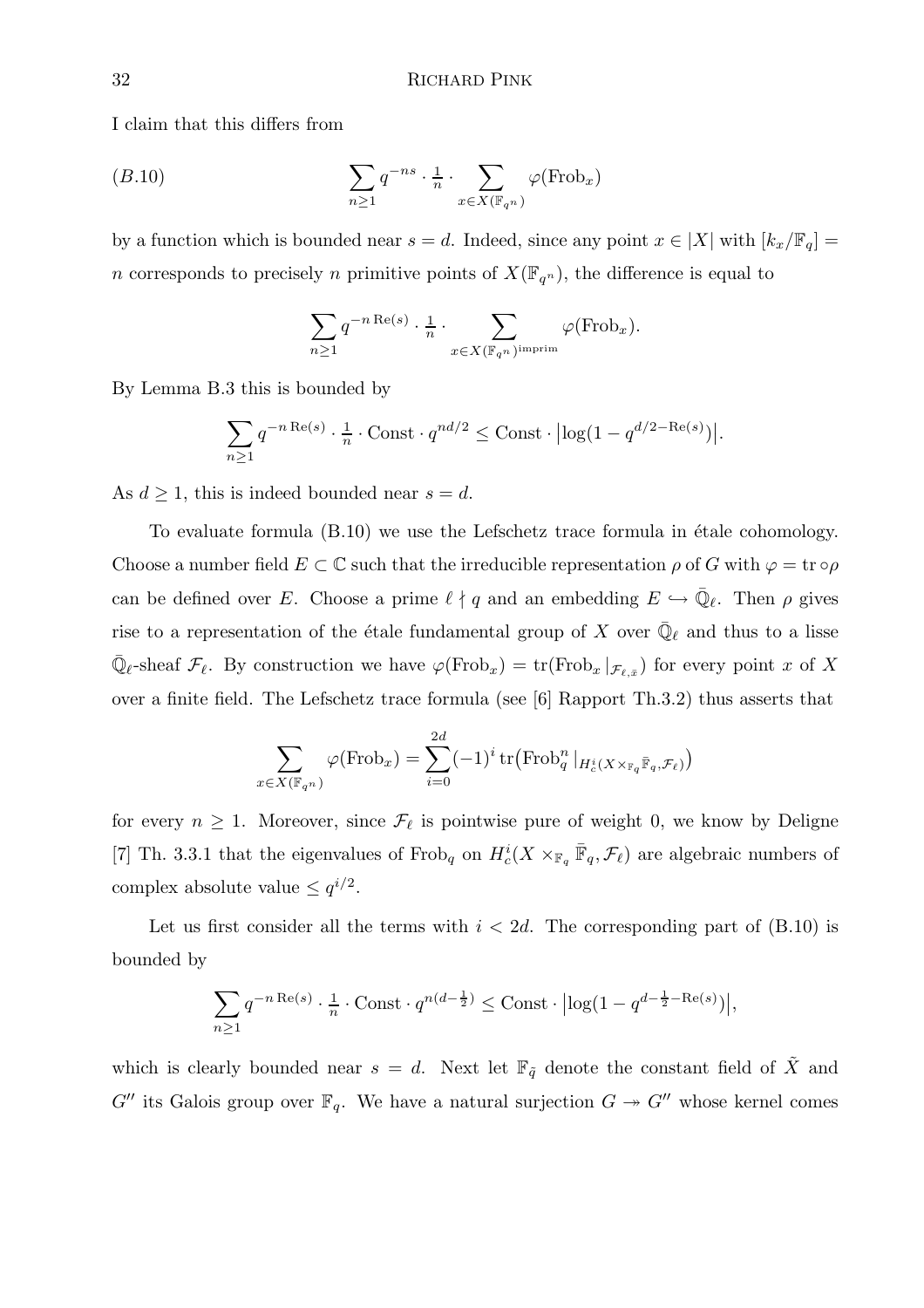I claim that this differs from

$$\sum_{n\geq 1} q^{-ns} \cdot \tfrac{1}{n} \cdot \sum_{x\in X(\mathbb{F}_{q^n})} \varphi(\mathrm{Frob}_x) \tag{B.10}$$

by a function which is bounded near $s = d$. Indeed, since any point $x \in |X|$ with $[k_x/\mathbb{F}_q] = n$ corresponds to precisely $n$ primitive points of $X(\mathbb{F}_{q^n})$, the difference is equal to

$$\sum_{n\geq 1} q^{-n\,\mathrm{Re}(s)} \cdot \tfrac{1}{n} \cdot \sum_{x\in X(\mathbb{F}_{q^n})^{\mathrm{imprim}}} \varphi(\mathrm{Frob}_x).$$

By Lemma B.3 this is bounded by

$$\sum_{n\geq 1} q^{-n\,\mathrm{Re}(s)} \cdot \tfrac{1}{n} \cdot \mathrm{Const} \cdot q^{nd/2} \leq \mathrm{Const} \cdot \big|\log(1 - q^{d/2-\mathrm{Re}(s)})\big|.$$

As $d \geq 1$, this is indeed bounded near $s = d$.

To evaluate formula (B.10) we use the Lefschetz trace formula in étale cohomology. Choose a number field $E \subset \mathbb{C}$ such that the irreducible representation $\rho$ of $G$ with $\varphi = \mathrm{tr} \circ \rho$ can be defined over $E$. Choose a prime $\ell \nmid q$ and an embedding $E \hookrightarrow \bar{\mathbb{Q}}_\ell$. Then $\rho$ gives rise to a representation of the étale fundamental group of $X$ over $\bar{\mathbb{Q}}_\ell$ and thus to a lisse $\bar{\mathbb{Q}}_\ell$-sheaf $\mathcal{F}_\ell$. By construction we have $\varphi(\mathrm{Frob}_x) = \mathrm{tr}(\mathrm{Frob}_x|_{\mathcal{F}_{\ell,\bar{x}}})$ for every point $x$ of $X$ over a finite field. The Lefschetz trace formula (see [6] Rapport Th.3.2) thus asserts that

$$\sum_{x\in X(\mathbb{F}_{q^n})} \varphi(\mathrm{Frob}_x) = \sum_{i=0}^{2d} (-1)^i \, \mathrm{tr}\big(\mathrm{Frob}_q^n|_{H^i_c(X\times_{\mathbb{F}_q}\bar{\mathbb{F}}_q,\mathcal{F}_\ell)}\big)$$

for every $n \geq 1$. Moreover, since $\mathcal{F}_\ell$ is pointwise pure of weight 0, we know by Deligne [7] Th. 3.3.1 that the eigenvalues of $\mathrm{Frob}_q$ on $H^i_c(X \times_{\mathbb{F}_q} \bar{\mathbb{F}}_q, \mathcal{F}_\ell)$ are algebraic numbers of complex absolute value $\leq q^{i/2}$.

Let us first consider all the terms with $i < 2d$. The corresponding part of (B.10) is bounded by

$$\sum_{n\geq 1} q^{-n\,\mathrm{Re}(s)} \cdot \tfrac{1}{n} \cdot \mathrm{Const} \cdot q^{n(d-\frac{1}{2})} \leq \mathrm{Const} \cdot \big|\log(1 - q^{d-\frac{1}{2}-\mathrm{Re}(s)})\big|,$$

which is clearly bounded near $s = d$. Next let $\mathbb{F}_{\tilde{q}}$ denote the constant field of $\tilde{X}$ and $G''$ its Galois group over $\mathbb{F}_q$. We have a natural surjection $G \twoheadrightarrow G''$ whose kernel comes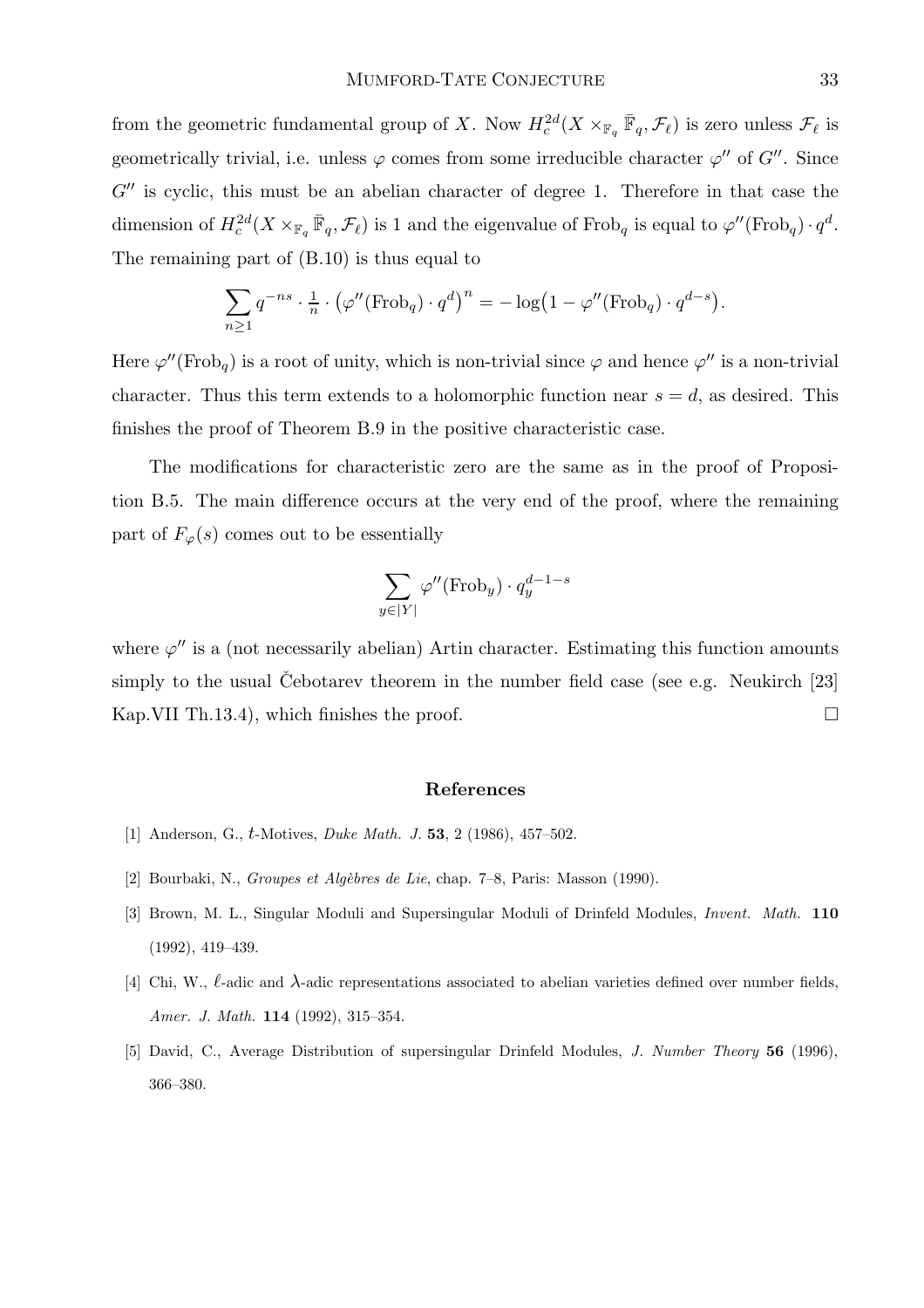from the geometric fundamental group of $X$. Now $H_c^{2d}(X \times_{\mathbb{F}_q} \bar{\mathbb{F}}_q, \mathcal{F}_\ell)$ is zero unless $\mathcal{F}_\ell$ is geometrically trivial, i.e. unless $\varphi$ comes from some irreducible character $\varphi''$ of $G''$. Since $G''$ is cyclic, this must be an abelian character of degree 1. Therefore in that case the dimension of $H_c^{2d}(X \times_{\mathbb{F}_q} \bar{\mathbb{F}}_q, \mathcal{F}_\ell)$ is 1 and the eigenvalue of $\mathrm{Frob}_q$ is equal to $\varphi''(\mathrm{Frob}_q) \cdot q^d$. The remaining part of (B.10) is thus equal to

$$\sum_{n \geq 1} q^{-ns} \cdot \tfrac{1}{n} \cdot \big(\varphi''(\mathrm{Frob}_q) \cdot q^d\big)^n = -\log\big(1 - \varphi''(\mathrm{Frob}_q) \cdot q^{d-s}\big).$$

Here $\varphi''(\mathrm{Frob}_q)$ is a root of unity, which is non-trivial since $\varphi$ and hence $\varphi''$ is a non-trivial character. Thus this term extends to a holomorphic function near $s = d$, as desired. This finishes the proof of Theorem B.9 in the positive characteristic case.

The modifications for characteristic zero are the same as in the proof of Proposition B.5. The main difference occurs at the very end of the proof, where the remaining part of $F_\varphi(s)$ comes out to be essentially

$$\sum_{y \in |Y|} \varphi''(\mathrm{Frob}_y) \cdot q_y^{d-1-s}$$

where $\varphi''$ is a (not necessarily abelian) Artin character. Estimating this function amounts simply to the usual Čebotarev theorem in the number field case (see e.g. Neukirch [23] Kap.VII Th.13.4), which finishes the proof. □

## References

[1] Anderson, G., $t$-Motives, *Duke Math. J.* **53**, 2 (1986), 457–502.

[2] Bourbaki, N., *Groupes et Algèbres de Lie*, chap. 7–8, Paris: Masson (1990).

[3] Brown, M. L., Singular Moduli and Supersingular Moduli of Drinfeld Modules, *Invent. Math.* **110** (1992), 419–439.

[4] Chi, W., $\ell$-adic and $\lambda$-adic representations associated to abelian varieties defined over number fields, *Amer. J. Math.* **114** (1992), 315–354.

[5] David, C., Average Distribution of supersingular Drinfeld Modules, *J. Number Theory* **56** (1996), 366–380.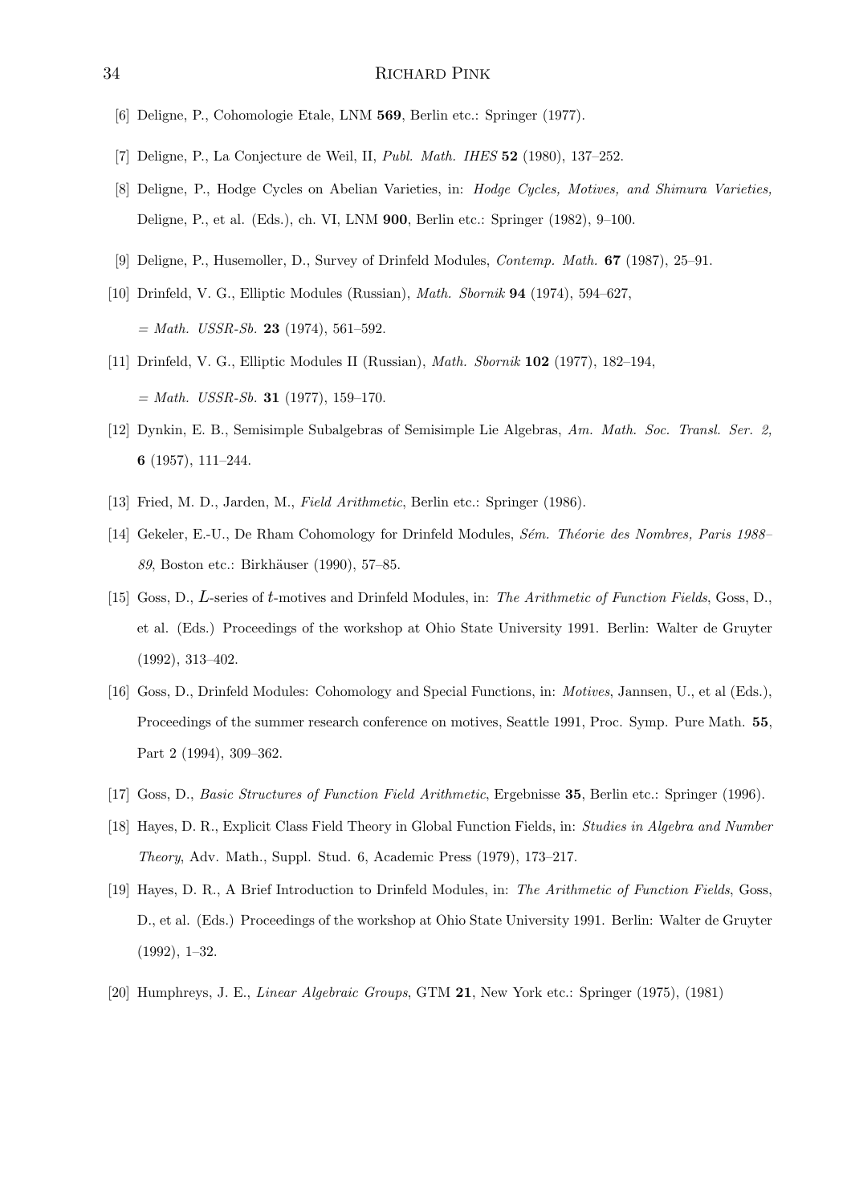[6] Deligne, P., Cohomologie Etale, LNM **569**, Berlin etc.: Springer (1977).

[7] Deligne, P., La Conjecture de Weil, II, *Publ. Math. IHES* **52** (1980), 137–252.

[8] Deligne, P., Hodge Cycles on Abelian Varieties, in: *Hodge Cycles, Motives, and Shimura Varieties,* Deligne, P., et al. (Eds.), ch. VI, LNM **900**, Berlin etc.: Springer (1982), 9–100.

[9] Deligne, P., Husemoller, D., Survey of Drinfeld Modules, *Contemp. Math.* **67** (1987), 25–91.

[10] Drinfeld, V. G., Elliptic Modules (Russian), *Math. Sbornik* **94** (1974), 594–627, = *Math. USSR-Sb.* **23** (1974), 561–592.

[11] Drinfeld, V. G., Elliptic Modules II (Russian), *Math. Sbornik* **102** (1977), 182–194, = *Math. USSR-Sb.* **31** (1977), 159–170.

[12] Dynkin, E. B., Semisimple Subalgebras of Semisimple Lie Algebras, *Am. Math. Soc. Transl. Ser. 2,* **6** (1957), 111–244.

[13] Fried, M. D., Jarden, M., *Field Arithmetic*, Berlin etc.: Springer (1986).

[14] Gekeler, E.-U., De Rham Cohomology for Drinfeld Modules, *Sém. Théorie des Nombres, Paris 1988–89*, Boston etc.: Birkhäuser (1990), 57–85.

[15] Goss, D., $L$-series of $t$-motives and Drinfeld Modules, in: *The Arithmetic of Function Fields*, Goss, D., et al. (Eds.) Proceedings of the workshop at Ohio State University 1991. Berlin: Walter de Gruyter (1992), 313–402.

[16] Goss, D., Drinfeld Modules: Cohomology and Special Functions, in: *Motives*, Jannsen, U., et al (Eds.), Proceedings of the summer research conference on motives, Seattle 1991, Proc. Symp. Pure Math. **55**, Part 2 (1994), 309–362.

[17] Goss, D., *Basic Structures of Function Field Arithmetic*, Ergebnisse **35**, Berlin etc.: Springer (1996).

[18] Hayes, D. R., Explicit Class Field Theory in Global Function Fields, in: *Studies in Algebra and Number Theory*, Adv. Math., Suppl. Stud. 6, Academic Press (1979), 173–217.

[19] Hayes, D. R., A Brief Introduction to Drinfeld Modules, in: *The Arithmetic of Function Fields*, Goss, D., et al. (Eds.) Proceedings of the workshop at Ohio State University 1991. Berlin: Walter de Gruyter (1992), 1–32.

[20] Humphreys, J. E., *Linear Algebraic Groups*, GTM **21**, New York etc.: Springer (1975), (1981)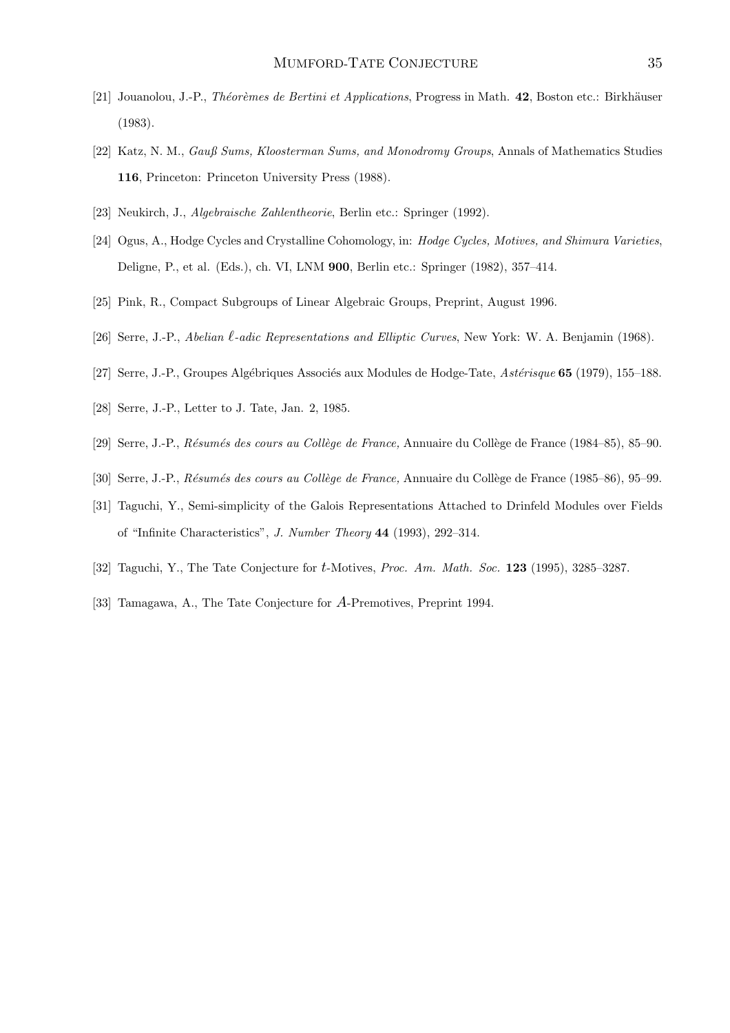[21] Jouanolou, J.-P., *Théorèmes de Bertini et Applications*, Progress in Math. **42**, Boston etc.: Birkhäuser (1983).

[22] Katz, N. M., *Gauß Sums, Kloosterman Sums, and Monodromy Groups*, Annals of Mathematics Studies **116**, Princeton: Princeton University Press (1988).

[23] Neukirch, J., *Algebraische Zahlentheorie*, Berlin etc.: Springer (1992).

[24] Ogus, A., Hodge Cycles and Crystalline Cohomology, in: *Hodge Cycles, Motives, and Shimura Varieties*, Deligne, P., et al. (Eds.), ch. VI, LNM **900**, Berlin etc.: Springer (1982), 357–414.

[25] Pink, R., Compact Subgroups of Linear Algebraic Groups, Preprint, August 1996.

[26] Serre, J.-P., *Abelian $\ell$-adic Representations and Elliptic Curves*, New York: W. A. Benjamin (1968).

[27] Serre, J.-P., Groupes Algébriques Associés aux Modules de Hodge-Tate, *Astérisque* **65** (1979), 155–188.

[28] Serre, J.-P., Letter to J. Tate, Jan. 2, 1985.

[29] Serre, J.-P., *Résumés des cours au Collège de France,* Annuaire du Collège de France (1984–85), 85–90.

[30] Serre, J.-P., *Résumés des cours au Collège de France*, Annuaire du Collège de France (1985–86), 95–99.

[31] Taguchi, Y., Semi-simplicity of the Galois Representations Attached to Drinfeld Modules over Fields of "Infinite Characteristics", *J. Number Theory* **44** (1993), 292–314.

[32] Taguchi, Y., The Tate Conjecture for $t$-Motives, *Proc. Am. Math. Soc.* **123** (1995), 3285–3287.

[33] Tamagawa, A., The Tate Conjecture for $A$-Premotives, Preprint 1994.